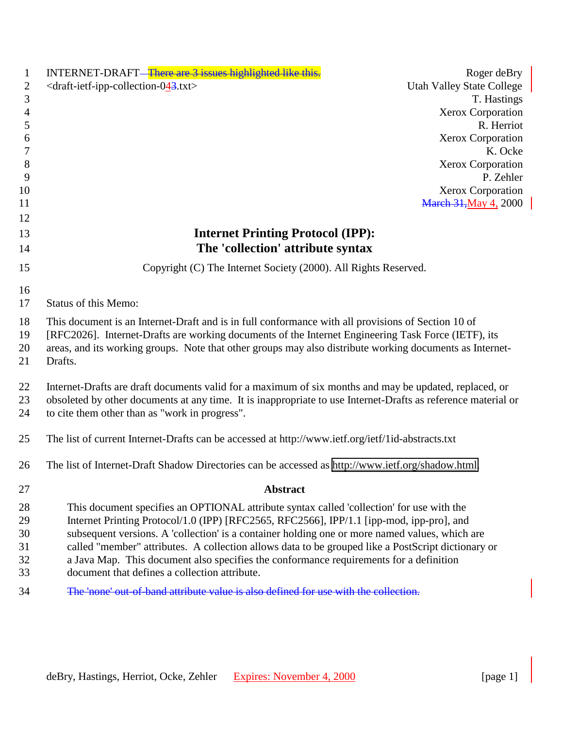INTERNET-DRAFT — There are 3 issues highlighted like this.

<draft-ietf-ipp-collection-043.txt>

Roger deBry
Utah Valley State College
T. Hastings
Xerox Corporation
R. Herriot
Xerox Corporation
K. Ocke
Xerox Corporation
P. Zehler
Xerox Corporation
March 31, May 4, 2000

# Internet Printing Protocol (IPP): The 'collection' attribute syntax

Copyright (C) The Internet Society (2000). All Rights Reserved.

Status of this Memo:

This document is an Internet-Draft and is in full conformance with all provisions of Section 10 of [RFC2026]. Internet-Drafts are working documents of the Internet Engineering Task Force (IETF), its areas, and its working groups. Note that other groups may also distribute working documents as Internet-Drafts.

Internet-Drafts are draft documents valid for a maximum of six months and may be updated, replaced, or obsoleted by other documents at any time. It is inappropriate to use Internet-Drafts as reference material or to cite them other than as "work in progress".

The list of current Internet-Drafts can be accessed at http://www.ietf.org/ietf/1id-abstracts.txt

The list of Internet-Draft Shadow Directories can be accessed as http://www.ietf.org/shadow.html.

## Abstract

This document specifies an OPTIONAL attribute syntax called 'collection' for use with the Internet Printing Protocol/1.0 (IPP) [RFC2565, RFC2566], IPP/1.1 [ipp-mod, ipp-pro], and subsequent versions. A 'collection' is a container holding one or more named values, which are called "member" attributes. A collection allows data to be grouped like a PostScript dictionary or a Java Map. This document also specifies the conformance requirements for a definition document that defines a collection attribute.

~~The 'none' out-of-band attribute value is also defined for use with the collection.~~

Expires: November 4, 2000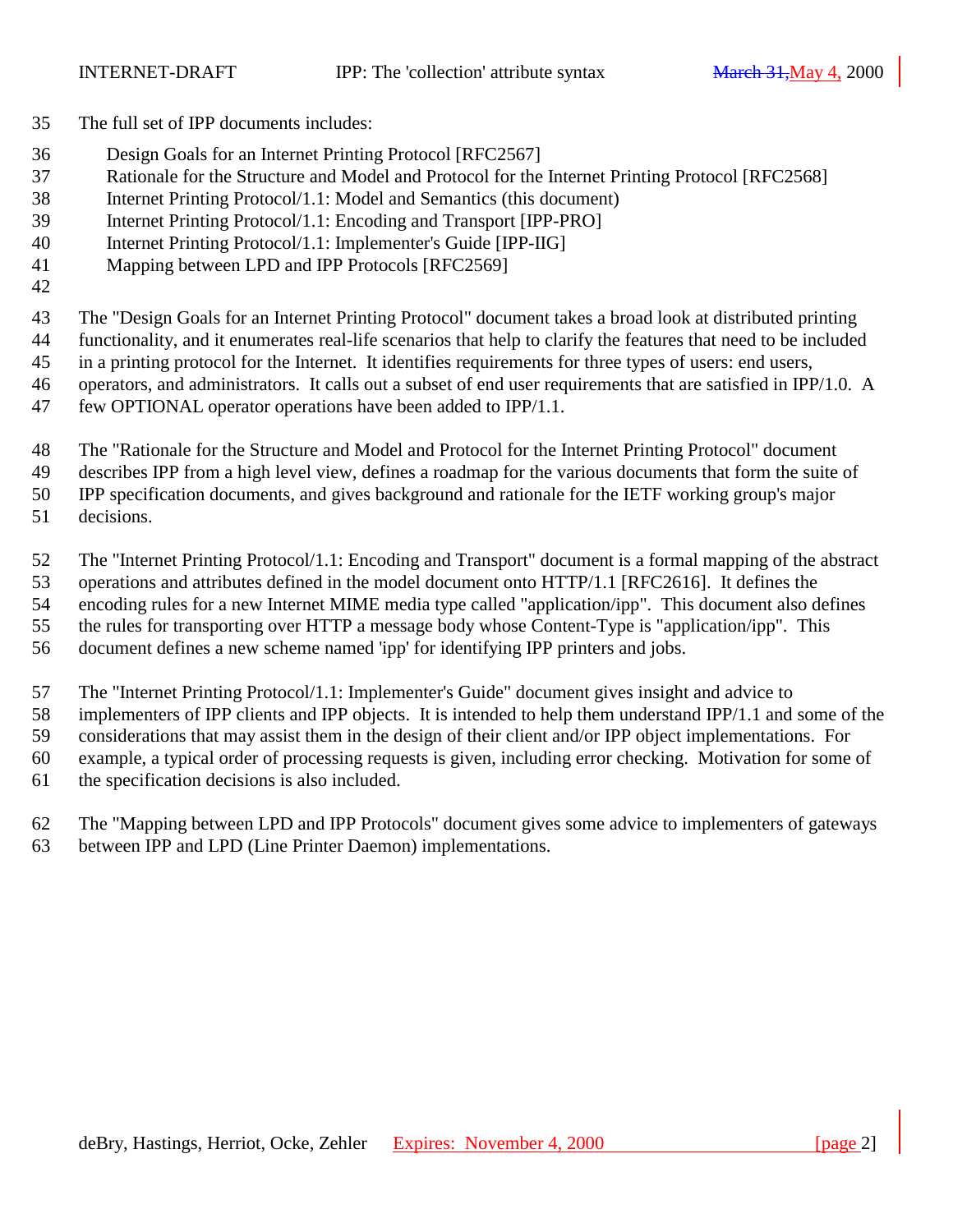The full set of IPP documents includes:

Design Goals for an Internet Printing Protocol [RFC2567]
Rationale for the Structure and Model and Protocol for the Internet Printing Protocol [RFC2568]
Internet Printing Protocol/1.1: Model and Semantics (this document)
Internet Printing Protocol/1.1: Encoding and Transport [IPP-PRO]
Internet Printing Protocol/1.1: Implementer's Guide [IPP-IIG]
Mapping between LPD and IPP Protocols [RFC2569]

The "Design Goals for an Internet Printing Protocol" document takes a broad look at distributed printing functionality, and it enumerates real-life scenarios that help to clarify the features that need to be included in a printing protocol for the Internet. It identifies requirements for three types of users: end users, operators, and administrators. It calls out a subset of end user requirements that are satisfied in IPP/1.0. A few OPTIONAL operator operations have been added to IPP/1.1.

The "Rationale for the Structure and Model and Protocol for the Internet Printing Protocol" document describes IPP from a high level view, defines a roadmap for the various documents that form the suite of IPP specification documents, and gives background and rationale for the IETF working group's major decisions.

The "Internet Printing Protocol/1.1: Encoding and Transport" document is a formal mapping of the abstract operations and attributes defined in the model document onto HTTP/1.1 [RFC2616]. It defines the encoding rules for a new Internet MIME media type called "application/ipp". This document also defines the rules for transporting over HTTP a message body whose Content-Type is "application/ipp". This document defines a new scheme named 'ipp' for identifying IPP printers and jobs.

The "Internet Printing Protocol/1.1: Implementer's Guide" document gives insight and advice to implementers of IPP clients and IPP objects. It is intended to help them understand IPP/1.1 and some of the considerations that may assist them in the design of their client and/or IPP object implementations. For example, a typical order of processing requests is given, including error checking. Motivation for some of the specification decisions is also included.

The "Mapping between LPD and IPP Protocols" document gives some advice to implementers of gateways between IPP and LPD (Line Printer Daemon) implementations.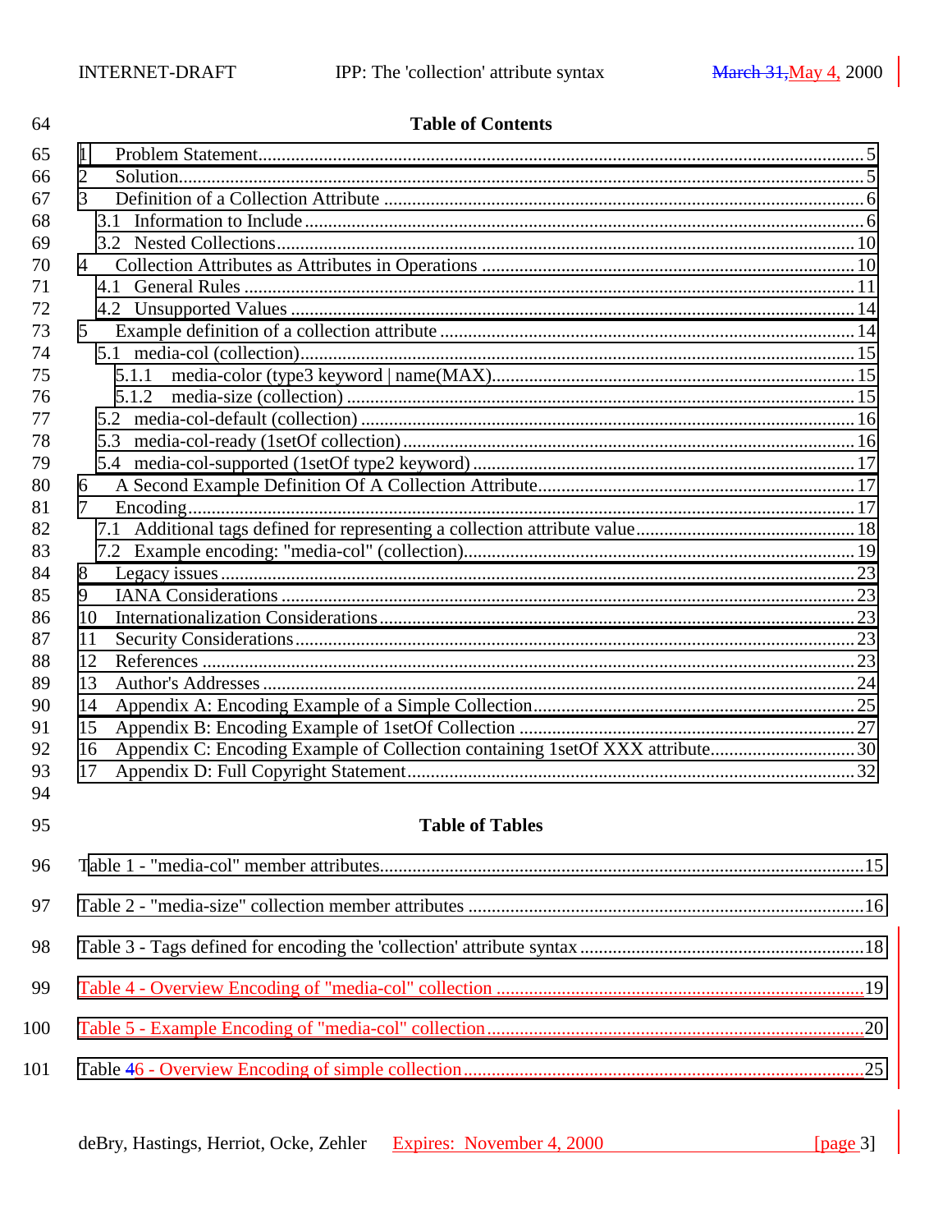**Table of Contents**

1 Problem Statement.......................................................................................................5
2 Solution.......................................................................................................................5
3 Definition of a Collection Attribute ...........................................................................6
 3.1 Information to Include..............................................................................................6
 3.2 Nested Collections...................................................................................................10
4 Collection Attributes as Attributes in Operations ....................................................10
 4.1 General Rules ..........................................................................................................11
 4.2 Unsupported Values ................................................................................................14
5 Example definition of a collection attribute ............................................................14
 5.1 media-col (collection).............................................................................................15
  5.1.1 media-color (type3 keyword | name(MAX)..........................................................15
  5.1.2 media-size (collection) .........................................................................................15
 5.2 media-col-default (collection) ................................................................................16
 5.3 media-col-ready (1setOf collection).......................................................................16
 5.4 media-col-supported (1setOf type2 keyword) .........................................................17
6 A Second Example Definition Of A Collection Attribute.........................................17
7 Encoding....................................................................................................................17
 7.1 Additional tags defined for representing a collection attribute value.....................18
 7.2 Example encoding: "media-col" (collection)...........................................................19
8 Legacy issues ............................................................................................................23
9 IANA Considerations ................................................................................................23
10 Internationalization Considerations.........................................................................23
11 Security Considerations...........................................................................................23
12 References ..............................................................................................................23
13 Author's Addresses .................................................................................................24
14 Appendix A: Encoding Example of a Simple Collection.........................................25
15 Appendix B: Encoding Example of 1setOf Collection ............................................27
16 Appendix C: Encoding Example of Collection containing 1setOf XXX attribute......30
17 Appendix D: Full Copyright Statement...................................................................32

**Table of Tables**

Table 1 - "media-col" member attributes...........................................................................15

Table 2 - "media-size" collection member attributes .........................................................16

Table 3 - Tags defined for encoding the 'collection' attribute syntax .................................18

Table 4 - Overview Encoding of "media-col" collection ....................................................19

Table 5 - Example Encoding of "media-col" collection......................................................20

Table 46 - Overview Encoding of simple collection...........................................................25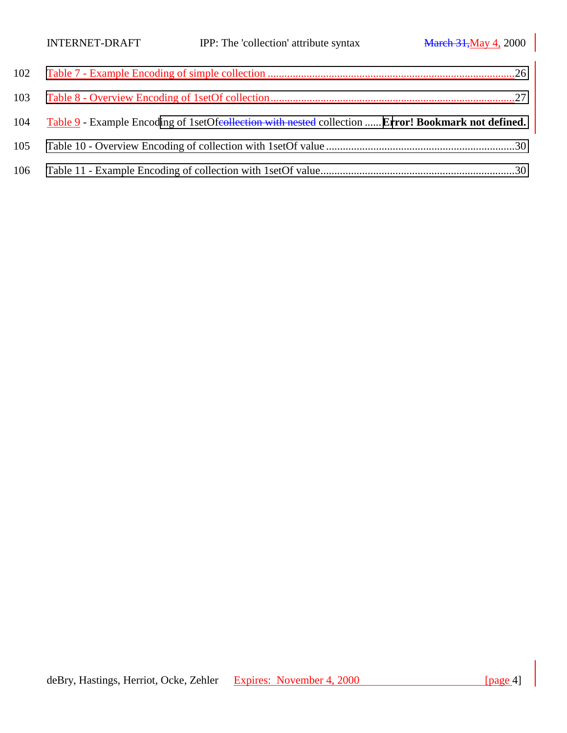102 Table 7 - Example Encoding of simple collection ........................................................................................26

103 Table 8 - Overview Encoding of 1setOf collection.........................................................................................27

104 Table 9 - Example Encoding of 1setOf~~collection with nested~~ collection ...... **Error! Bookmark not defined.**

105 Table 10 - Overview Encoding of collection with 1setOf value .....................................................................30

106 Table 11 - Example Encoding of collection with 1setOf value.......................................................................30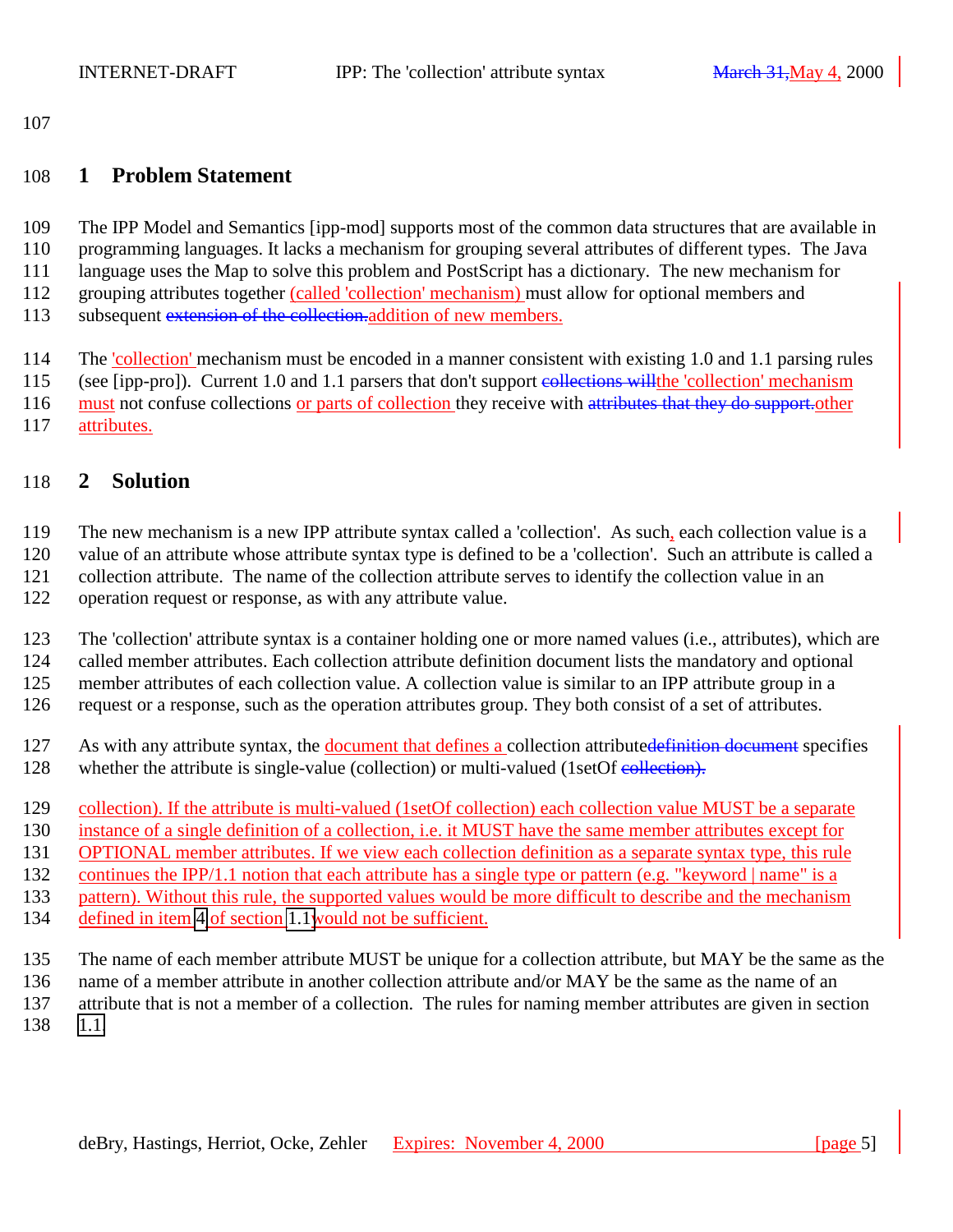# 1 Problem Statement

The IPP Model and Semantics [ipp-mod] supports most of the common data structures that are available in programming languages. It lacks a mechanism for grouping several attributes of different types. The Java language uses the Map to solve this problem and PostScript has a dictionary. The new mechanism for grouping attributes together (called 'collection' mechanism) must allow for optional members and subsequent ~~extension of the collection.~~addition of new members.

The 'collection' mechanism must be encoded in a manner consistent with existing 1.0 and 1.1 parsing rules (see [ipp-pro]). Current 1.0 and 1.1 parsers that don't support ~~collections will~~the 'collection' mechanism must not confuse collections or parts of collection they receive with ~~attributes that they do support.~~other attributes.

# 2 Solution

The new mechanism is a new IPP attribute syntax called a 'collection'. As such, each collection value is a value of an attribute whose attribute syntax type is defined to be a 'collection'. Such an attribute is called a collection attribute. The name of the collection attribute serves to identify the collection value in an operation request or response, as with any attribute value.

The 'collection' attribute syntax is a container holding one or more named values (i.e., attributes), which are called member attributes. Each collection attribute definition document lists the mandatory and optional member attributes of each collection value. A collection value is similar to an IPP attribute group in a request or a response, such as the operation attributes group. They both consist of a set of attributes.

As with any attribute syntax, the document that defines a collection attribute~~definition document~~ specifies whether the attribute is single-value (collection) or multi-valued (1setOf ~~collection).~~

collection). If the attribute is multi-valued (1setOf collection) each collection value MUST be a separate instance of a single definition of a collection, i.e. it MUST have the same member attributes except for OPTIONAL member attributes. If we view each collection definition as a separate syntax type, this rule continues the IPP/1.1 notion that each attribute has a single type or pattern (e.g. "keyword | name" is a pattern). Without this rule, the supported values would be more difficult to describe and the mechanism defined in item 4 of section 1.1 would not be sufficient.

The name of each member attribute MUST be unique for a collection attribute, but MAY be the same as the name of a member attribute in another collection attribute and/or MAY be the same as the name of an attribute that is not a member of a collection. The rules for naming member attributes are given in section 1.1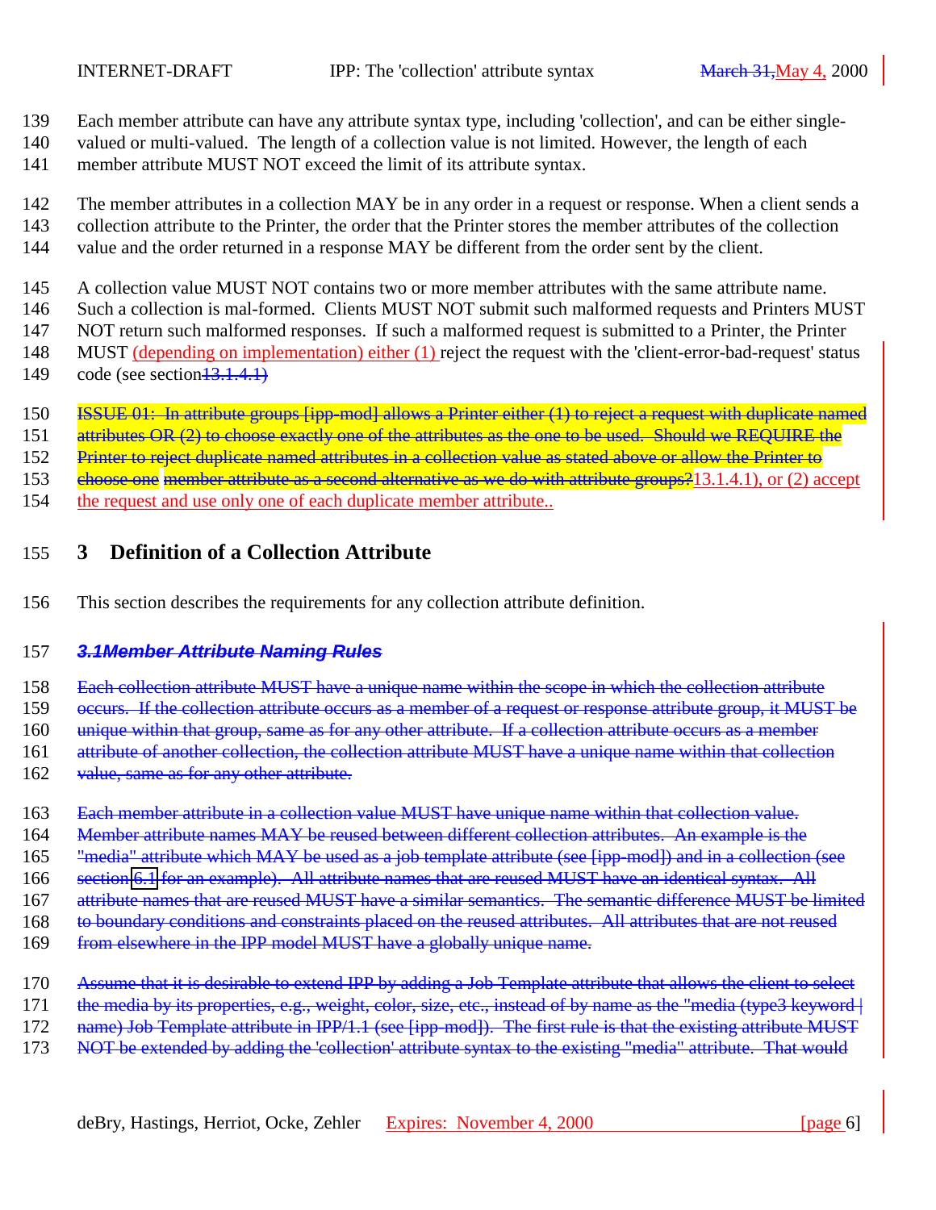Each member attribute can have any attribute syntax type, including 'collection', and can be either single-valued or multi-valued. The length of a collection value is not limited. However, the length of each member attribute MUST NOT exceed the limit of its attribute syntax.

The member attributes in a collection MAY be in any order in a request or response. When a client sends a collection attribute to the Printer, the order that the Printer stores the member attributes of the collection value and the order returned in a response MAY be different from the order sent by the client.

A collection value MUST NOT contains two or more member attributes with the same attribute name. Such a collection is mal-formed. Clients MUST NOT submit such malformed requests and Printers MUST NOT return such malformed responses. If such a malformed request is submitted to a Printer, the Printer MUST (depending on implementation) either (1) reject the request with the 'client-error-bad-request' status code (see section ~~13.1.4.1)~~

~~ISSUE 01: In attribute groups [ipp-mod] allows a Printer either (1) to reject a request with duplicate named attributes OR (2) to choose exactly one of the attributes as the one to be used. Should we REQUIRE the Printer to reject duplicate named attributes in a collection value as stated above or allow the Printer to choose one member attribute as a second alternative as we do with attribute groups?~~ 13.1.4.1), or (2) accept the request and use only one of each duplicate member attribute..

# 3 Definition of a Collection Attribute

This section describes the requirements for any collection attribute definition.

## ~~3.1 Member Attribute Naming Rules~~

~~Each collection attribute MUST have a unique name within the scope in which the collection attribute occurs. If the collection attribute occurs as a member of a request or response attribute group, it MUST be unique within that group, same as for any other attribute. If a collection attribute occurs as a member attribute of another collection, the collection attribute MUST have a unique name within that collection value, same as for any other attribute.~~

~~Each member attribute in a collection value MUST have unique name within that collection value. Member attribute names MAY be reused between different collection attributes. An example is the "media" attribute which MAY be used as a job template attribute (see [ipp-mod]) and in a collection (see section 6.1 for an example). All attribute names that are reused MUST have an identical syntax. All attribute names that are reused MUST have a similar semantics. The semantic difference MUST be limited to boundary conditions and constraints placed on the reused attributes. All attributes that are not reused from elsewhere in the IPP model MUST have a globally unique name.~~

~~Assume that it is desirable to extend IPP by adding a Job Template attribute that allows the client to select the media by its properties, e.g., weight, color, size, etc., instead of by name as the "media (type3 keyword | name) Job Template attribute in IPP/1.1 (see [ipp-mod]). The first rule is that the existing attribute MUST NOT be extended by adding the 'collection' attribute syntax to the existing "media" attribute. That would~~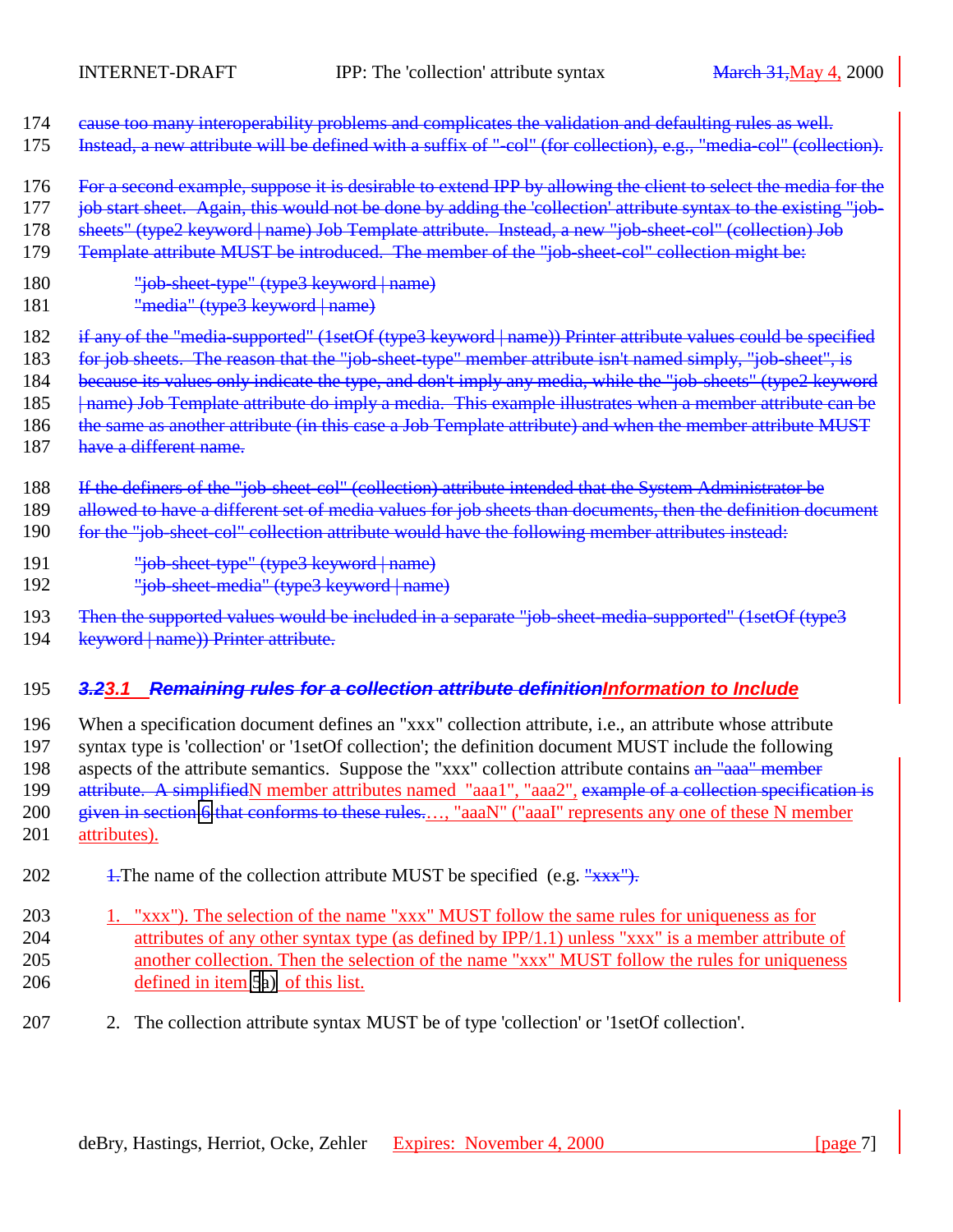~~cause too many interoperability problems and complicates the validation and defaulting rules as well. Instead, a new attribute will be defined with a suffix of "-col" (for collection), e.g., "media-col" (collection).~~

~~For a second example, suppose it is desirable to extend IPP by allowing the client to select the media for the job start sheet. Again, this would not be done by adding the 'collection' attribute syntax to the existing "job-sheets" (type2 keyword | name) Job Template attribute. Instead, a new "job-sheet-col" (collection) Job Template attribute MUST be introduced. The member of the "job-sheet-col" collection might be:~~

> ~~"job-sheet-type" (type3 keyword | name)~~
> ~~"media" (type3 keyword | name)~~

~~if any of the "media-supported" (1setOf (type3 keyword | name)) Printer attribute values could be specified for job sheets. The reason that the "job-sheet-type" member attribute isn't named simply, "job-sheet", is because its values only indicate the type, and don't imply any media, while the "job-sheets" (type2 keyword | name) Job Template attribute do imply a media. This example illustrates when a member attribute can be the same as another attribute (in this case a Job Template attribute) and when the member attribute MUST have a different name.~~

~~If the definers of the "job-sheet-col" (collection) attribute intended that the System Administrator be allowed to have a different set of media values for job sheets than documents, then the definition document for the "job-sheet-col" collection attribute would have the following member attributes instead:~~

> ~~"job-sheet-type" (type3 keyword | name)~~
> ~~"job-sheet-media" (type3 keyword | name)~~

~~Then the supported values would be included in a separate "job-sheet-media-supported" (1setOf (type3 keyword | name)) Printer attribute.~~

### ~~3.2~~3.1 ~~Remaining rules for a collection attribute definition~~Information to Include

When a specification document defines an "xxx" collection attribute, i.e., an attribute whose attribute syntax type is 'collection' or '1setOf collection'; the definition document MUST include the following aspects of the attribute semantics. Suppose the "xxx" collection attribute contains ~~an "aaa" member attribute. A simplified~~N member attributes named "aaa1", "aaa2", ~~example of a collection specification is given in section 6 that conforms to these rules.~~…, "aaaN" ("aaaI" represents any one of these N member attributes).

~~1.~~The name of the collection attribute MUST be specified (e.g. ~~"xxx").~~

1. "xxx"). The selection of the name "xxx" MUST follow the same rules for uniqueness as for attributes of any other syntax type (as defined by IPP/1.1) unless "xxx" is a member attribute of another collection. Then the selection of the name "xxx" MUST follow the rules for uniqueness defined in item 5a) of this list.

2. The collection attribute syntax MUST be of type 'collection' or '1setOf collection'.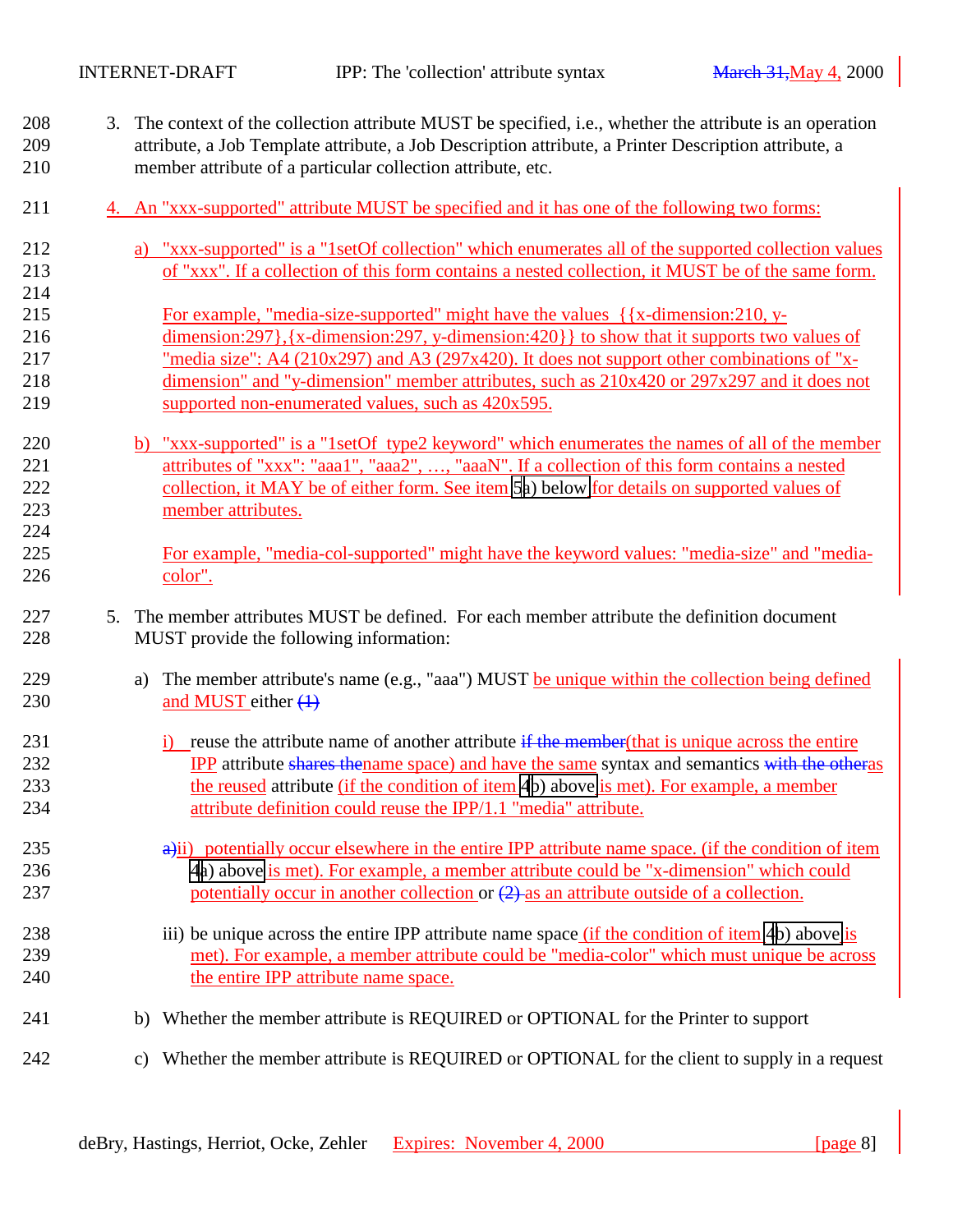3. The context of the collection attribute MUST be specified, i.e., whether the attribute is an operation attribute, a Job Template attribute, a Job Description attribute, a Printer Description attribute, a member attribute of a particular collection attribute, etc.

4. An "xxx-supported" attribute MUST be specified and it has one of the following two forms:

   a) "xxx-supported" is a "1setOf collection" which enumerates all of the supported collection values of "xxx". If a collection of this form contains a nested collection, it MUST be of the same form.

      For example, "media-size-supported" might have the values {{x-dimension:210, y-dimension:297},{x-dimension:297, y-dimension:420}} to show that it supports two values of "media size": A4 (210x297) and A3 (297x420). It does not support other combinations of "x-dimension" and "y-dimension" member attributes, such as 210x420 or 297x297 and it does not supported non-enumerated values, such as 420x595.

   b) "xxx-supported" is a "1setOf type2 keyword" which enumerates the names of all of the member attributes of "xxx": "aaa1", "aaa2", …, "aaaN". If a collection of this form contains a nested collection, it MAY be of either form. See item 5a) below for details on supported values of member attributes.

      For example, "media-col-supported" might have the keyword values: "media-size" and "media-color".

5. The member attributes MUST be defined. For each member attribute the definition document MUST provide the following information:

   a) The member attribute's name (e.g., "aaa") MUST be unique within the collection being defined and MUST either ~~(1)~~

      i) reuse the attribute name of another attribute ~~if the member~~(that is unique across the entire IPP attribute ~~shares the~~name space) and have the same syntax and semantics ~~with the other~~as the reused attribute (if the condition of item 4b) above is met). For example, a member attribute definition could reuse the IPP/1.1 "media" attribute.

      ~~a)~~ii) potentially occur elsewhere in the entire IPP attribute name space. (if the condition of item 4a) above is met). For example, a member attribute could be "x-dimension" which could potentially occur in another collection or ~~(2)~~ as an attribute outside of a collection.

      iii) be unique across the entire IPP attribute name space (if the condition of item 4b) above is met). For example, a member attribute could be "media-color" which must unique be across the entire IPP attribute name space.

   b) Whether the member attribute is REQUIRED or OPTIONAL for the Printer to support

   c) Whether the member attribute is REQUIRED or OPTIONAL for the client to supply in a request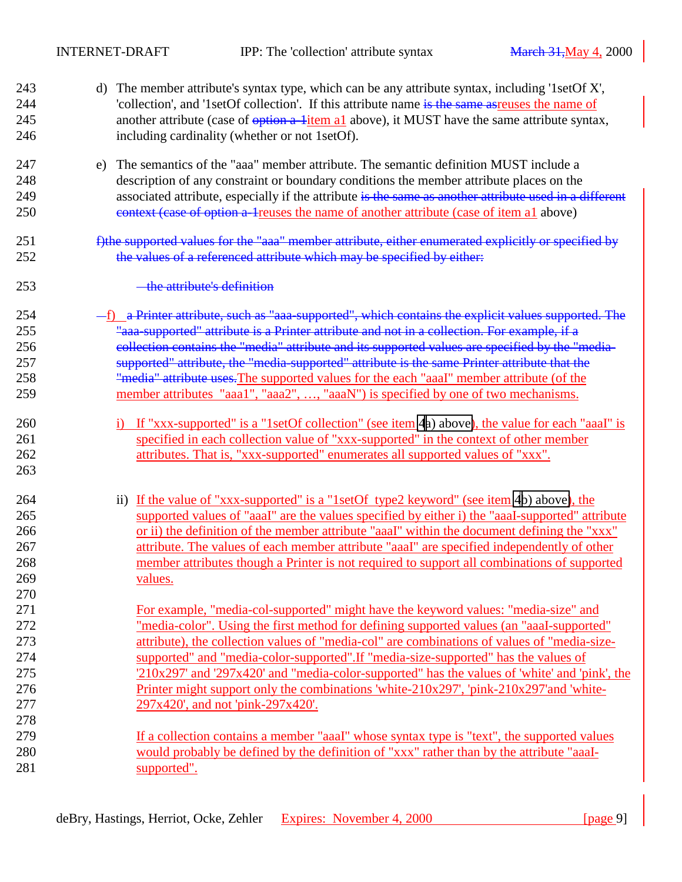d) The member attribute's syntax type, which can be any attribute syntax, including '1setOf X', 'collection', and '1setOf collection'. If this attribute name ~~is the same as~~reuses the name of another attribute (case of ~~option a-1~~item a1 above), it MUST have the same attribute syntax, including cardinality (whether or not 1setOf).

e) The semantics of the "aaa" member attribute. The semantic definition MUST include a description of any constraint or boundary conditions the member attribute places on the associated attribute, especially if the attribute ~~is the same as another attribute used in a different context (case of option a-1~~reuses the name of another attribute (case of item a1 above)

~~f)the supported values for the "aaa" member attribute, either enumerated explicitly or specified by the values of a referenced attribute which may be specified by either:~~

~~- the attribute's definition~~

~~-~~f) ~~a Printer attribute, such as "aaa-supported", which contains the explicit values supported. The "aaa-supported" attribute is a Printer attribute and not in a collection. For example, if a collection contains the "media" attribute and its supported values are specified by the "media-supported" attribute, the "media-supported" attribute is the same Printer attribute that the "media" attribute uses.~~The supported values for the each "aaaI" member attribute (of the member attributes "aaa1", "aaa2", …, "aaaN") is specified by one of two mechanisms.

i) If "xxx-supported" is a "1setOf collection" (see item 4a) above), the value for each "aaaI" is specified in each collection value of "xxx-supported" in the context of other member attributes. That is, "xxx-supported" enumerates all supported values of "xxx".

ii) If the value of "xxx-supported" is a "1setOf type2 keyword" (see item 4b) above), the supported values of "aaaI" are the values specified by either i) the "aaaI-supported" attribute or ii) the definition of the member attribute "aaaI" within the document defining the "xxx" attribute. The values of each member attribute "aaaI" are specified independently of other member attributes though a Printer is not required to support all combinations of supported values.

For example, "media-col-supported" might have the keyword values: "media-size" and "media-color". Using the first method for defining supported values (an "aaaI-supported" attribute), the collection values of "media-col" are combinations of values of "media-size-supported" and "media-color-supported".If "media-size-supported" has the values of '210x297' and '297x420' and "media-color-supported" has the values of 'white' and 'pink', the Printer might support only the combinations 'white-210x297', 'pink-210x297'and 'white-297x420', and not 'pink-297x420'.

If a collection contains a member "aaaI" whose syntax type is "text", the supported values would probably be defined by the definition of "xxx" rather than by the attribute "aaaI-supported".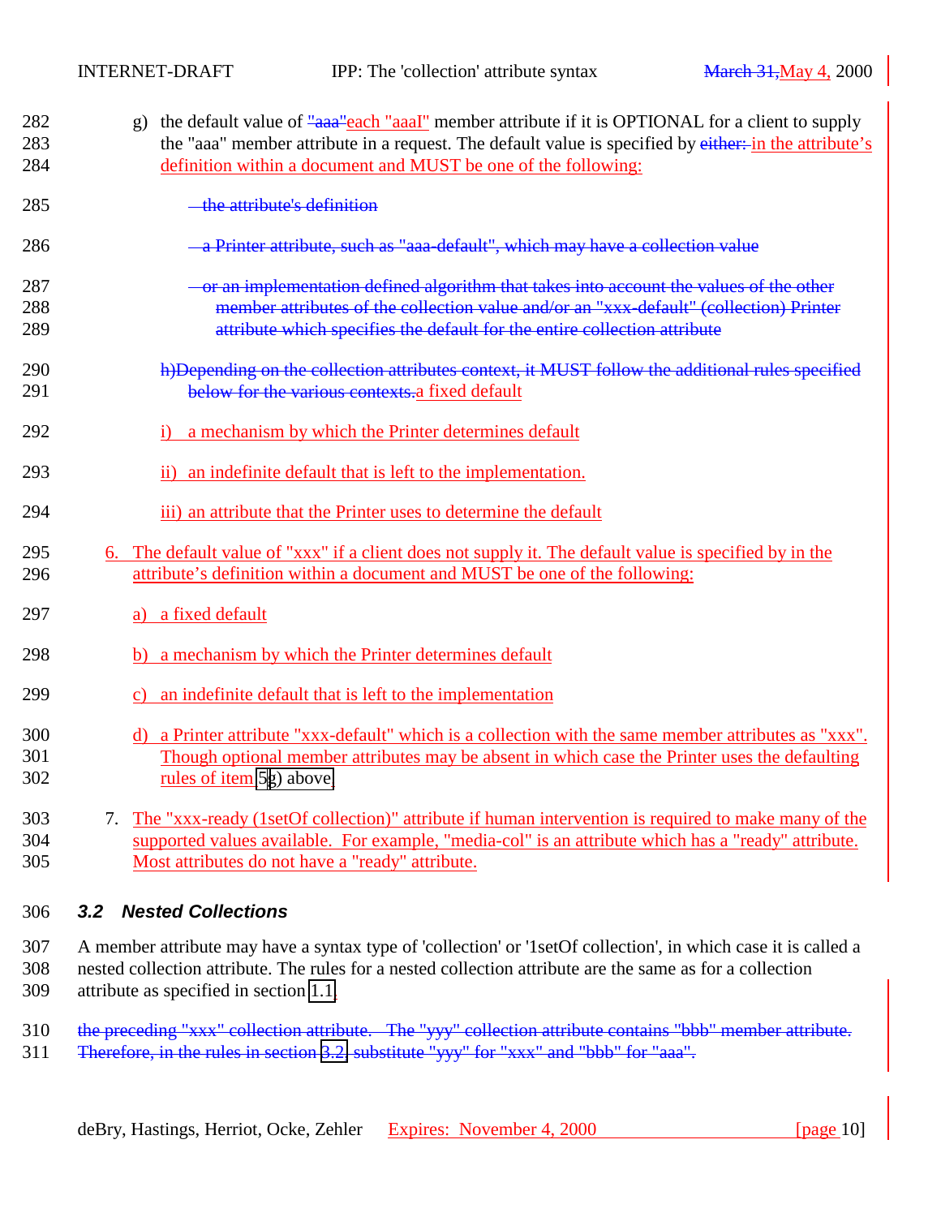g) the default value of ~~"aaa"~~each "aaaI" member attribute if it is OPTIONAL for a client to supply the "aaa" member attribute in a request. The default value is specified by ~~either:~~ in the attribute's definition within a document and MUST be one of the following:

~~- the attribute's definition~~

~~- a Printer attribute, such as "aaa-default", which may have a collection value~~

~~- or an implementation defined algorithm that takes into account the values of the other member attributes of the collection value and/or an "xxx-default" (collection) Printer attribute which specifies the default for the entire collection attribute~~

~~h)Depending on the collection attributes context, it MUST follow the additional rules specified below for the various contexts.~~a fixed default

i) a mechanism by which the Printer determines default

ii) an indefinite default that is left to the implementation.

iii) an attribute that the Printer uses to determine the default

6. The default value of "xxx" if a client does not supply it. The default value is specified by in the attribute's definition within a document and MUST be one of the following:

   a) a fixed default

   b) a mechanism by which the Printer determines default

   c) an indefinite default that is left to the implementation

   d) a Printer attribute "xxx-default" which is a collection with the same member attributes as "xxx". Though optional member attributes may be absent in which case the Printer uses the defaulting rules of item 5g) above.

7. The "xxx-ready (1setOf collection)" attribute if human intervention is required to make many of the supported values available. For example, "media-col" is an attribute which has a "ready" attribute. Most attributes do not have a "ready" attribute.

### 3.2 Nested Collections

A member attribute may have a syntax type of 'collection' or '1setOf collection', in which case it is called a nested collection attribute. The rules for a nested collection attribute are the same as for a collection attribute as specified in section 1.1.

~~the preceding "xxx" collection attribute. The "yyy" collection attribute contains "bbb" member attribute. Therefore, in the rules in section 3.2, substitute "yyy" for "xxx" and "bbb" for "aaa".~~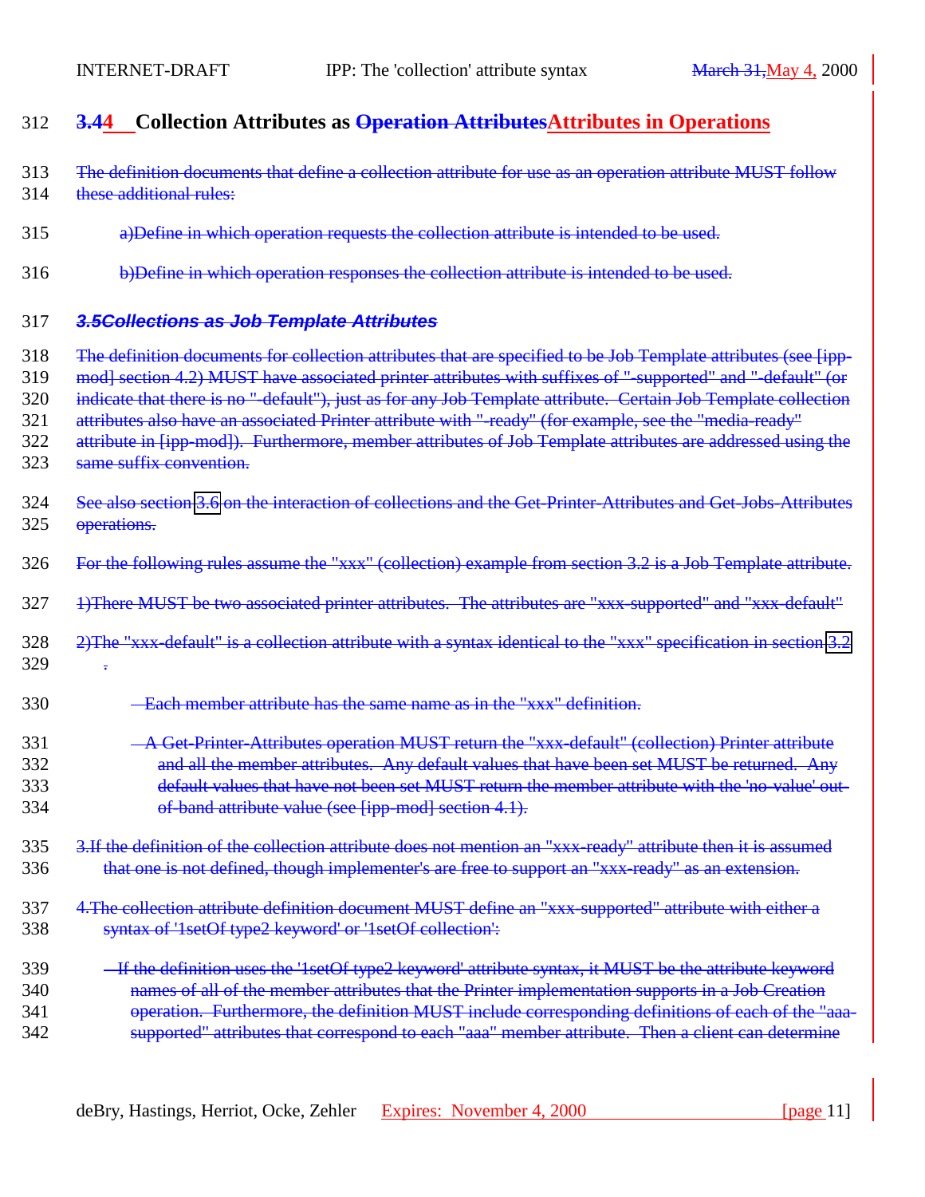### ~~3.4~~4 Collection Attributes as ~~Operation Attributes~~Attributes in Operations

~~The definition documents that define a collection attribute for use as an operation attribute MUST follow these additional rules:~~

~~a)Define in which operation requests the collection attribute is intended to be used.~~

~~b)Define in which operation responses the collection attribute is intended to be used.~~

### ~~*3.5Collections as Job Template Attributes*~~

~~The definition documents for collection attributes that are specified to be Job Template attributes (see [ipp-mod] section 4.2) MUST have associated printer attributes with suffixes of "-supported" and "-default" (or indicate that there is no "-default"), just as for any Job Template attribute. Certain Job Template collection attributes also have an associated Printer attribute with "-ready" (for example, see the "media-ready" attribute in [ipp-mod]). Furthermore, member attributes of Job Template attributes are addressed using the same suffix convention.~~

~~See also section 3.6 on the interaction of collections and the Get-Printer-Attributes and Get-Jobs-Attributes operations.~~

~~For the following rules assume the "xxx" (collection) example from section 3.2 is a Job Template attribute.~~

~~1)There MUST be two associated printer attributes. The attributes are "xxx-supported" and "xxx-default"~~

~~2)The "xxx-default" is a collection attribute with a syntax identical to the "xxx" specification in section 3.2.~~

- ~~Each member attribute has the same name as in the "xxx" definition.~~
- ~~A Get-Printer-Attributes operation MUST return the "xxx-default" (collection) Printer attribute and all the member attributes. Any default values that have been set MUST be returned. Any default values that have not been set MUST return the member attribute with the 'no-value' out-of-band attribute value (see [ipp-mod] section 4.1).~~

~~3.If the definition of the collection attribute does not mention an "xxx-ready" attribute then it is assumed that one is not defined, though implementer's are free to support an "xxx-ready" as an extension.~~

~~4.The collection attribute definition document MUST define an "xxx-supported" attribute with either a syntax of '1setOf type2 keyword' or '1setOf collection':~~

- ~~If the definition uses the '1setOf type2 keyword' attribute syntax, it MUST be the attribute keyword names of all of the member attributes that the Printer implementation supports in a Job Creation operation. Furthermore, the definition MUST include corresponding definitions of each of the "aaa-supported" attributes that correspond to each "aaa" member attribute. Then a client can determine~~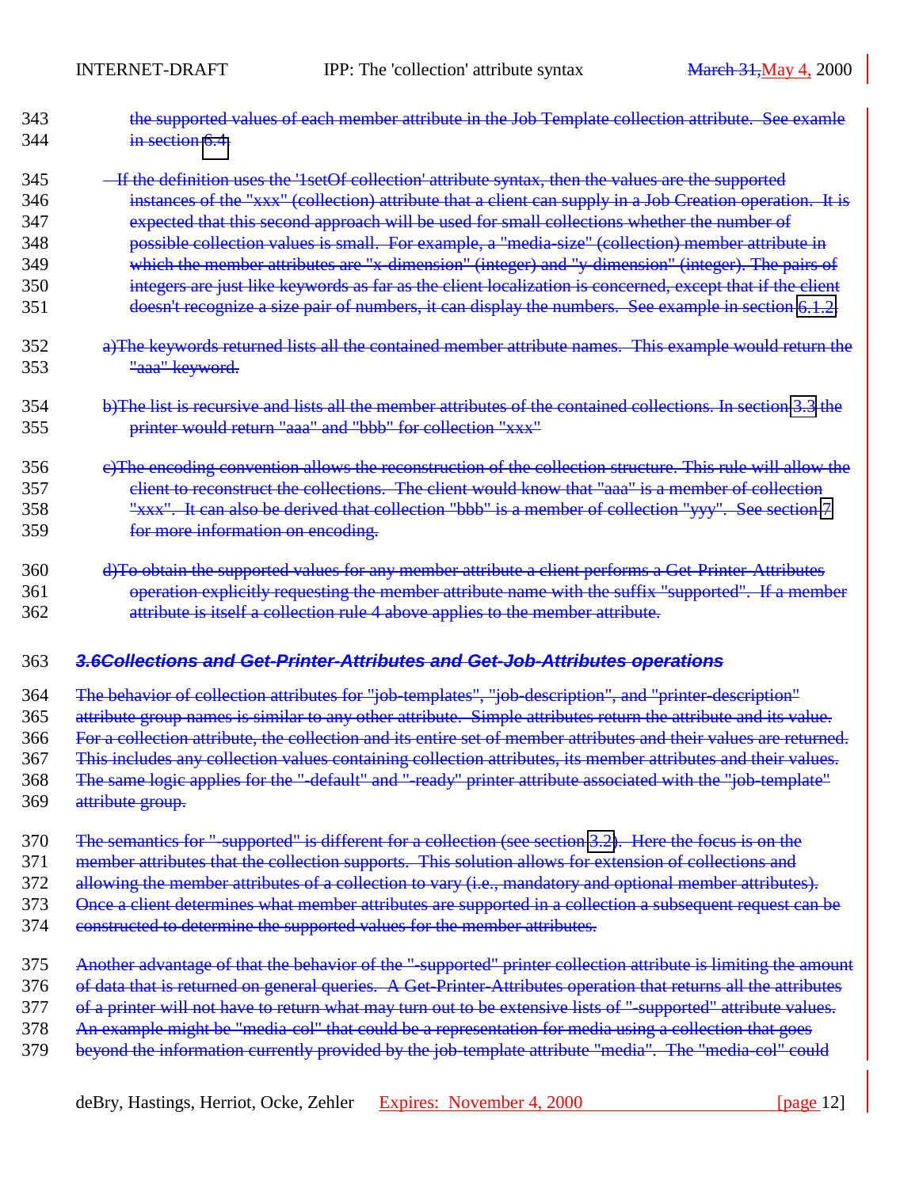343 the supported values of each member attribute in the Job Template collection attribute. See examle
344 in section 6.4.

345 - If the definition uses the '1setOf collection' attribute syntax, then the values are the supported
346 instances of the "xxx" (collection) attribute that a client can supply in a Job Creation operation. It is
347 expected that this second approach will be used for small collections whether the number of
348 possible collection values is small. For example, a "media-size" (collection) member attribute in
349 which the member attributes are "x-dimension" (integer) and "y-dimension" (integer). The pairs of
350 integers are just like keywords as far as the client localization is concerned, except that if the client
351 doesn't recognize a size pair of numbers, it can display the numbers. See example in section 6.1.2.

352 a)The keywords returned lists all the contained member attribute names. This example would return the
353 "aaa" keyword.

354 b)The list is recursive and lists all the member attributes of the contained collections. In section 3.3 the
355 printer would return "aaa" and "bbb" for collection "xxx"

356 c)The encoding convention allows the reconstruction of the collection structure. This rule will allow the
357 client to reconstruct the collections. The client would know that "aaa" is a member of collection
358 "xxx". It can also be derived that collection "bbb" is a member of collection "yyy". See section 7
359 for more information on encoding.

360 d)To obtain the supported values for any member attribute a client performs a Get-Printer-Attributes
361 operation explicitly requesting the member attribute name with the suffix "supported". If a member
362 attribute is itself a collection rule 4 above applies to the member attribute.

363 ***3.6Collections and Get-Printer-Attributes and Get-Job-Attributes operations***

364 The behavior of collection attributes for "job-templates", "job-description", and "printer-description"
365 attribute group names is similar to any other attribute. Simple attributes return the attribute and its value.
366 For a collection attribute, the collection and its entire set of member attributes and their values are returned.
367 This includes any collection values containing collection attributes, its member attributes and their values.
368 The same logic applies for the "-default" and "-ready" printer attribute associated with the "job-template"
369 attribute group.

370 The semantics for "-supported" is different for a collection (see section 3.2). Here the focus is on the
371 member attributes that the collection supports. This solution allows for extension of collections and
372 allowing the member attributes of a collection to vary (i.e., mandatory and optional member attributes).
373 Once a client determines what member attributes are supported in a collection a subsequent request can be
374 constructed to determine the supported values for the member attributes.

375 Another advantage of that the behavior of the "-supported" printer collection attribute is limiting the amount
376 of data that is returned on general queries. A Get-Printer-Attributes operation that returns all the attributes
377 of a printer will not have to return what may turn out to be extensive lists of "-supported" attribute values.
378 An example might be "media-col" that could be a representation for media using a collection that goes
379 beyond the information currently provided by the job-template attribute "media". The "media-col" could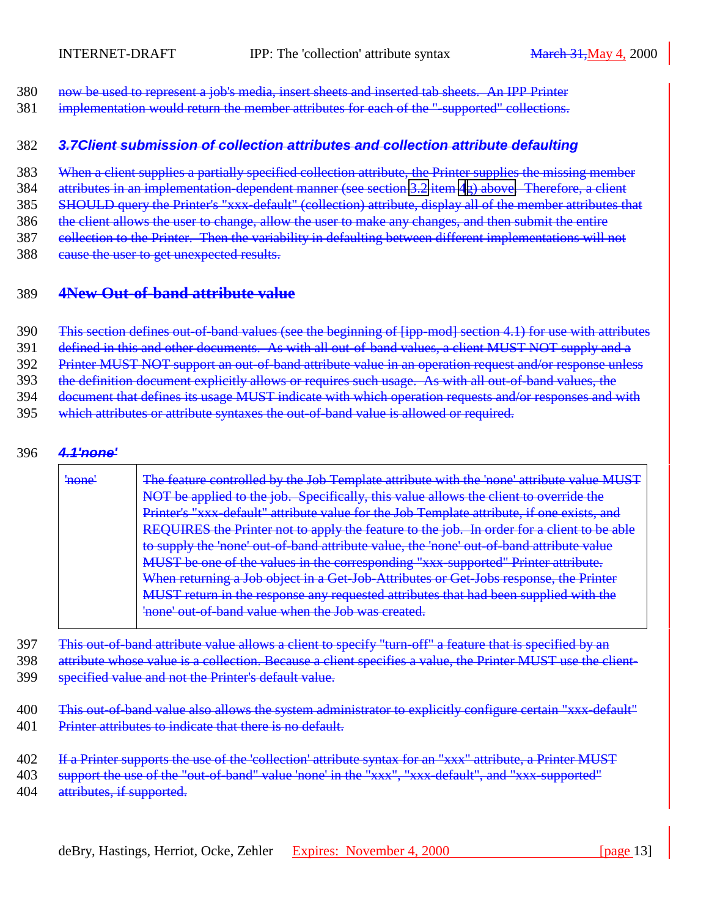now be used to represent a job's media, insert sheets and inserted tab sheets. An IPP Printer implementation would return the member attributes for each of the "-supported" collections.

### 3.7 Client submission of collection attributes and collection attribute defaulting

When a client supplies a partially specified collection attribute, the Printer supplies the missing member attributes in an implementation-dependent manner (see section 3.2 item 4g) above). Therefore, a client SHOULD query the Printer's "xxx-default" (collection) attribute, display all of the member attributes that the client allows the user to change, allow the user to make any changes, and then submit the entire collection to the Printer. Then the variability in defaulting between different implementations will not cause the user to get unexpected results.

## 4 New Out-of-band attribute value

This section defines out-of-band values (see the beginning of [ipp-mod] section 4.1) for use with attributes defined in this and other documents. As with all out-of-band values, a client MUST NOT supply and a Printer MUST NOT support an out-of-band attribute value in an operation request and/or response unless the definition document explicitly allows or requires such usage. As with all out-of-band values, the document that defines its usage MUST indicate with which operation requests and/or responses and with which attributes or attribute syntaxes the out-of-band value is allowed or required.

### 4.1 'none'

| | |
|---|---|
| 'none' | The feature controlled by the Job Template attribute with the 'none' attribute value MUST NOT be applied to the job. Specifically, this value allows the client to override the Printer's "xxx-default" attribute value for the Job Template attribute, if one exists, and REQUIRES the Printer not to apply the feature to the job. In order for a client to be able to supply the 'none' out-of-band attribute value, the 'none' out-of-band attribute value MUST be one of the values in the corresponding "xxx-supported" Printer attribute. When returning a Job object in a Get-Job-Attributes or Get-Jobs response, the Printer MUST return in the response any requested attributes that had been supplied with the 'none' out-of-band value when the Job was created. |

This out-of-band attribute value allows a client to specify "turn-off" a feature that is specified by an attribute whose value is a collection. Because a client specifies a value, the Printer MUST use the client-specified value and not the Printer's default value.

This out-of-band value also allows the system administrator to explicitly configure certain "xxx-default" Printer attributes to indicate that there is no default.

If a Printer supports the use of the 'collection' attribute syntax for an "xxx" attribute, a Printer MUST support the use of the "out-of-band" value 'none' in the "xxx", "xxx-default", and "xxx-supported" attributes, if supported.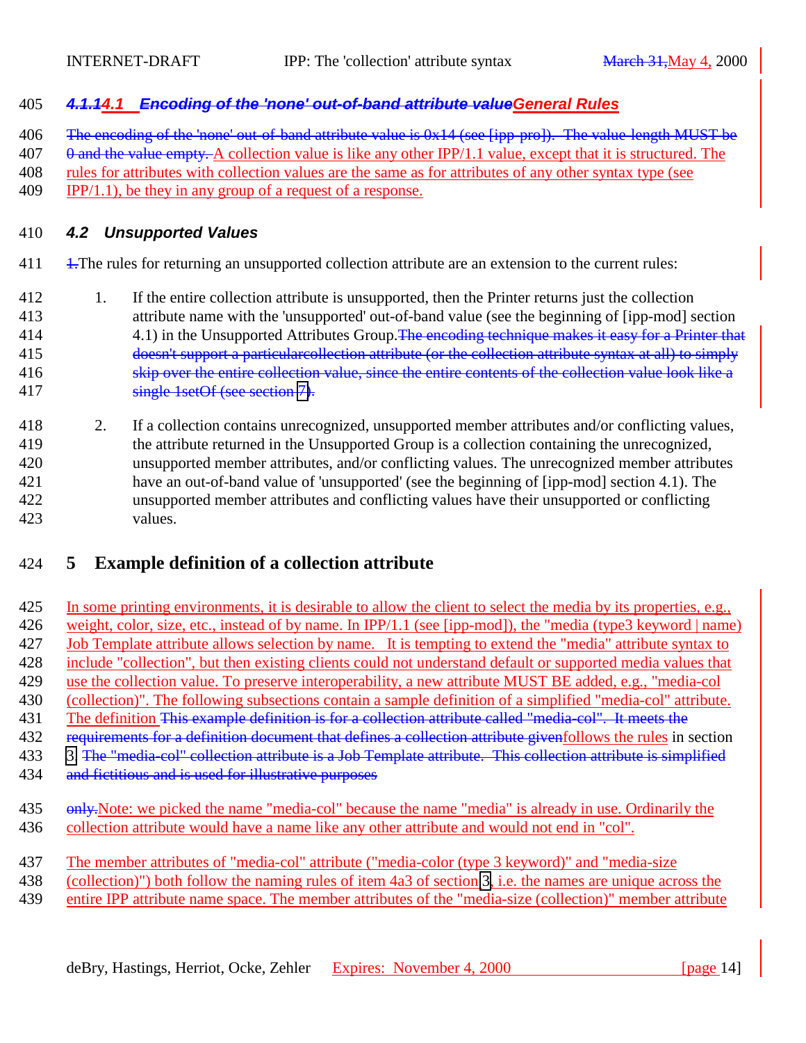### ~~4.1.1~~4.1 ~~Encoding of the 'none' out-of-band attribute value~~General Rules

~~The encoding of the 'none' out-of-band attribute value is 0x14 (see [ipp-pro]). The value-length MUST be 0 and the value empty.~~ A collection value is like any other IPP/1.1 value, except that it is structured. The rules for attributes with collection values are the same as for attributes of any other syntax type (see IPP/1.1), be they in any group of a request of a response.

### 4.2 Unsupported Values

~~1.~~The rules for returning an unsupported collection attribute are an extension to the current rules:

1. If the entire collection attribute is unsupported, then the Printer returns just the collection attribute name with the 'unsupported' out-of-band value (see the beginning of [ipp-mod] section 4.1) in the Unsupported Attributes Group.~~The encoding technique makes it easy for a Printer that doesn't support a particularcollection attribute (or the collection attribute syntax at all) to simply skip over the entire collection value, since the entire contents of the collection value look like a single 1setOf (see section 7).~~

2. If a collection contains unrecognized, unsupported member attributes and/or conflicting values, the attribute returned in the Unsupported Group is a collection containing the unrecognized, unsupported member attributes, and/or conflicting values. The unrecognized member attributes have an out-of-band value of 'unsupported' (see the beginning of [ipp-mod] section 4.1). The unsupported member attributes and conflicting values have their unsupported or conflicting values.

## 5 Example definition of a collection attribute

In some printing environments, it is desirable to allow the client to select the media by its properties, e.g., weight, color, size, etc., instead of by name. In IPP/1.1 (see [ipp-mod]), the "media (type3 keyword | name) Job Template attribute allows selection by name. It is tempting to extend the "media" attribute syntax to include "collection", but then existing clients could not understand default or supported media values that use the collection value. To preserve interoperability, a new attribute MUST BE added, e.g., "media-col (collection)". The following subsections contain a sample definition of a simplified "media-col" attribute. The definition ~~This example definition is for a collection attribute called "media-col". It meets the requirements for a definition document that defines a collection attribute given~~follows the rules in section 3. ~~The "media-col" collection attribute is a Job Template attribute. This collection attribute is simplified and fictitious and is used for illustrative purposes only.~~Note: we picked the name "media-col" because the name "media" is already in use. Ordinarily the collection attribute would have a name like any other attribute and would not end in "col".

The member attributes of "media-col" attribute ("media-color (type 3 keyword)" and "media-size (collection)") both follow the naming rules of item 4a3 of section 3, i.e. the names are unique across the entire IPP attribute name space. The member attributes of the "media-size (collection)" member attribute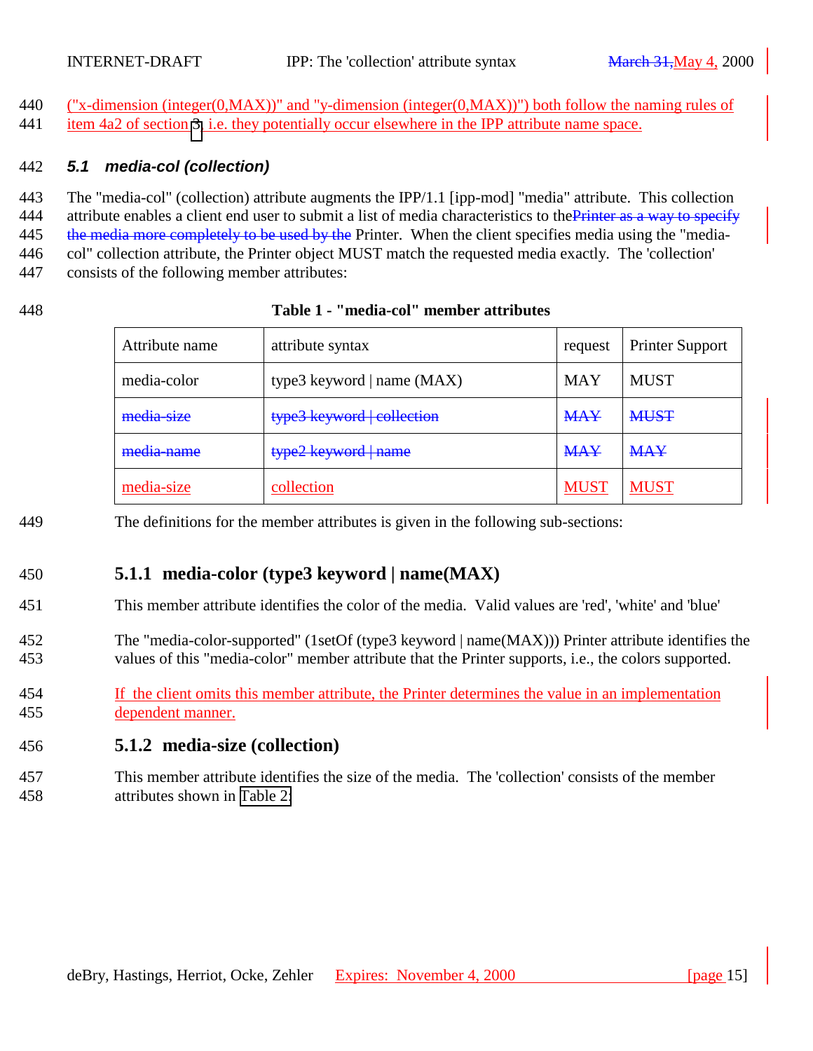("x-dimension (integer(0,MAX))" and "y-dimension (integer(0,MAX))") both follow the naming rules of item 4a2 of section 3, i.e. they potentially occur elsewhere in the IPP attribute name space.

### 5.1 media-col (collection)

The "media-col" (collection) attribute augments the IPP/1.1 [ipp-mod] "media" attribute. This collection attribute enables a client end user to submit a list of media characteristics to the ~~Printer as a way to specify the media more completely to be used by the~~ Printer. When the client specifies media using the "media-col" collection attribute, the Printer object MUST match the requested media exactly. The 'collection' consists of the following member attributes:

**Table 1 - "media-col" member attributes**

| Attribute name | attribute syntax | request | Printer Support |
|---|---|---|---|
| media-color | type3 keyword \| name (MAX) | MAY | MUST |
| ~~media-size~~ | ~~type3 keyword \| collection~~ | ~~MAY~~ | ~~MUST~~ |
| ~~media-name~~ | ~~type2 keyword \| name~~ | ~~MAY~~ | ~~MAY~~ |
| media-size | collection | MUST | MUST |

The definitions for the member attributes is given in the following sub-sections:

#### 5.1.1 media-color (type3 keyword | name(MAX)

This member attribute identifies the color of the media. Valid values are 'red', 'white' and 'blue'

The "media-color-supported" (1setOf (type3 keyword | name(MAX))) Printer attribute identifies the values of this "media-color" member attribute that the Printer supports, i.e., the colors supported.

If the client omits this member attribute, the Printer determines the value in an implementation dependent manner.

#### 5.1.2 media-size (collection)

This member attribute identifies the size of the media. The 'collection' consists of the member attributes shown in Table 2: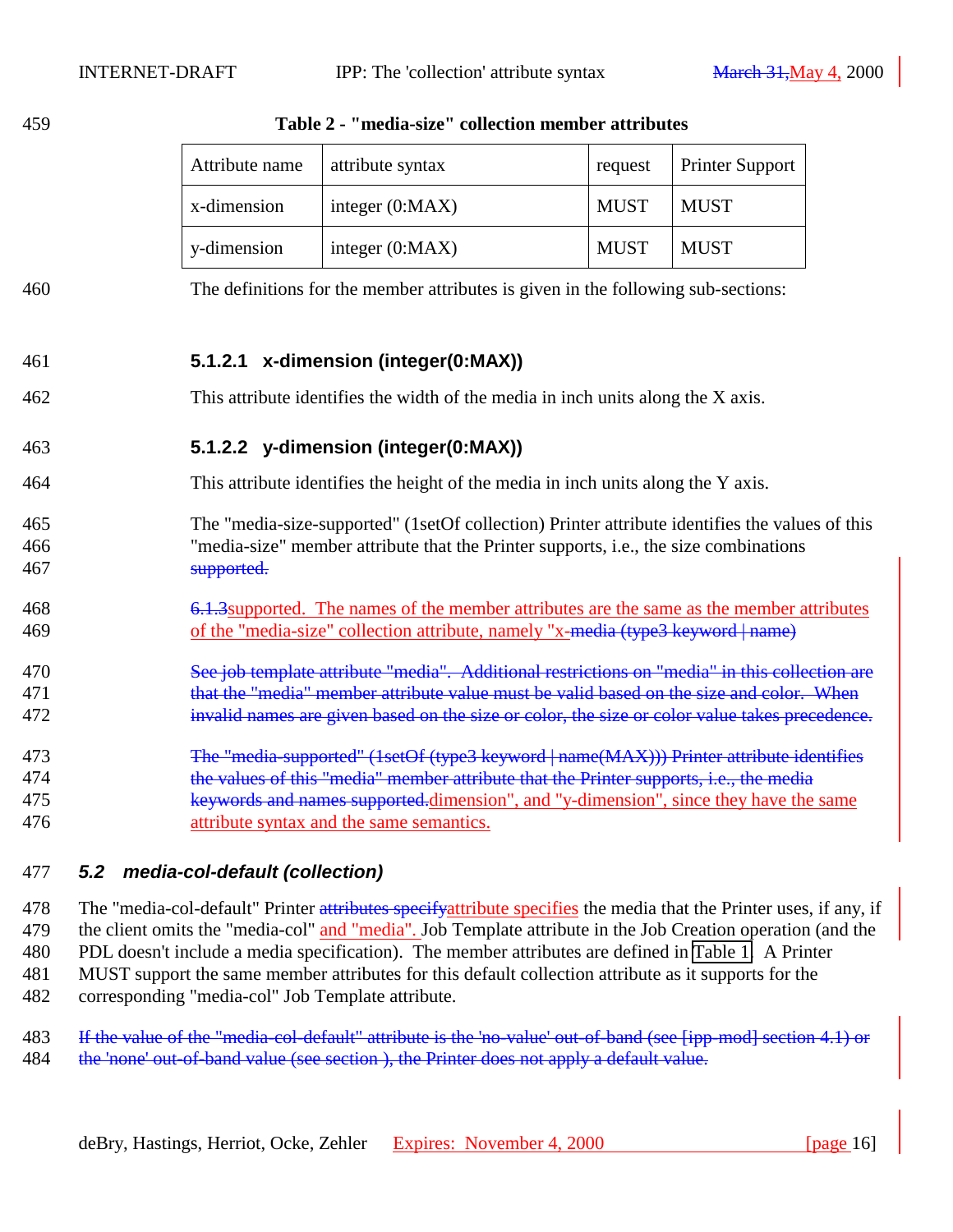**Table 2 - "media-size" collection member attributes**

| Attribute name | attribute syntax | request | Printer Support |
|---|---|---|---|
| x-dimension | integer (0:MAX) | MUST | MUST |
| y-dimension | integer (0:MAX) | MUST | MUST |

The definitions for the member attributes is given in the following sub-sections:

#### 5.1.2.1 x-dimension (integer(0:MAX))

This attribute identifies the width of the media in inch units along the X axis.

#### 5.1.2.2 y-dimension (integer(0:MAX))

This attribute identifies the height of the media in inch units along the Y axis.

The "media-size-supported" (1setOf collection) Printer attribute identifies the values of this "media-size" member attribute that the Printer supports, i.e., the size combinations ~~supported.~~

~~6.1.3~~supported. The names of the member attributes are the same as the member attributes of the "media-size" collection attribute, namely "x-~~media (type3 keyword | name)~~

~~See job template attribute "media". Additional restrictions on "media" in this collection are that the "media" member attribute value must be valid based on the size and color. When invalid names are given based on the size or color, the size or color value takes precedence.~~

~~The "media-supported" (1setOf (type3 keyword | name(MAX))) Printer attribute identifies the values of this "media" member attribute that the Printer supports, i.e., the media keywords and names supported.~~dimension", and "y-dimension", since they have the same attribute syntax and the same semantics.

## *5.2 media-col-default (collection)*

The "media-col-default" Printer ~~attributes specify~~attribute specifies the media that the Printer uses, if any, if the client omits the "media-col" and "media". Job Template attribute in the Job Creation operation (and the PDL doesn't include a media specification). The member attributes are defined in Table 1. A Printer MUST support the same member attributes for this default collection attribute as it supports for the corresponding "media-col" Job Template attribute.

~~If the value of the "media-col-default" attribute is the 'no-value' out-of-band (see [ipp-mod] section 4.1) or the 'none' out-of-band value (see section ), the Printer does not apply a default value.~~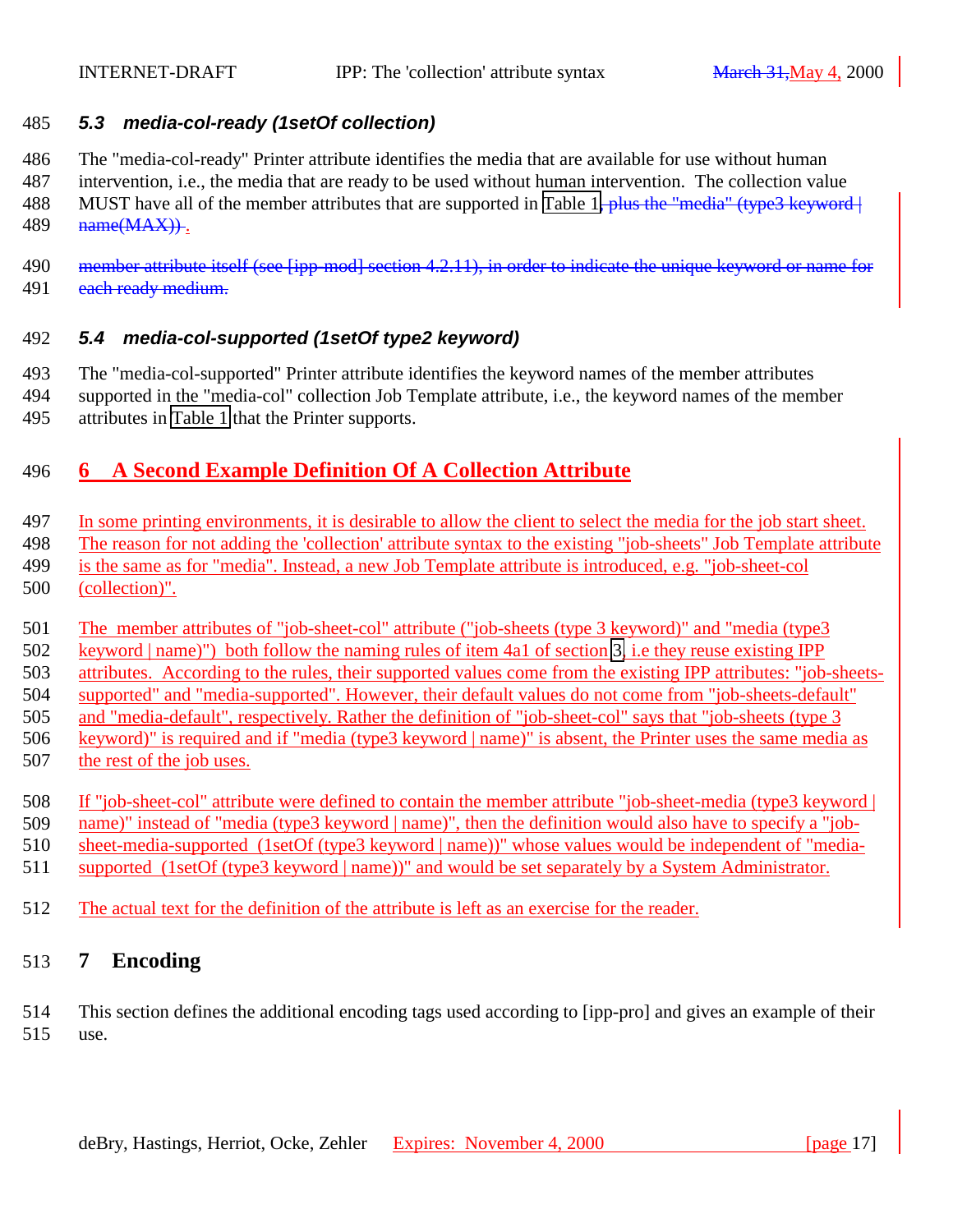### 5.3 media-col-ready (1setOf collection)

The "media-col-ready" Printer attribute identifies the media that are available for use without human intervention, i.e., the media that are ready to be used without human intervention. The collection value MUST have all of the member attributes that are supported in Table 1~~, plus the "media" (type3 keyword | name(MAX))~~ .

~~member attribute itself (see [ipp-mod] section 4.2.11), in order to indicate the unique keyword or name for each ready medium.~~

### 5.4 media-col-supported (1setOf type2 keyword)

The "media-col-supported" Printer attribute identifies the keyword names of the member attributes supported in the "media-col" collection Job Template attribute, i.e., the keyword names of the member attributes in Table 1 that the Printer supports.

## 6 A Second Example Definition Of A Collection Attribute

In some printing environments, it is desirable to allow the client to select the media for the job start sheet. The reason for not adding the 'collection' attribute syntax to the existing "job-sheets" Job Template attribute is the same as for "media". Instead, a new Job Template attribute is introduced, e.g. "job-sheet-col (collection)".

The member attributes of "job-sheet-col" attribute ("job-sheets (type 3 keyword)" and "media (type3 keyword | name)") both follow the naming rules of item 4a1 of section 3, i.e they reuse existing IPP attributes. According to the rules, their supported values come from the existing IPP attributes: "job-sheets-supported" and "media-supported". However, their default values do not come from "job-sheets-default" and "media-default", respectively. Rather the definition of "job-sheet-col" says that "job-sheets (type 3 keyword)" is required and if "media (type3 keyword | name)" is absent, the Printer uses the same media as the rest of the job uses.

If "job-sheet-col" attribute were defined to contain the member attribute "job-sheet-media (type3 keyword | name)" instead of "media (type3 keyword | name)", then the definition would also have to specify a "job-sheet-media-supported (1setOf (type3 keyword | name))" whose values would be independent of "media-supported (1setOf (type3 keyword | name))" and would be set separately by a System Administrator.

The actual text for the definition of the attribute is left as an exercise for the reader.

## 7 Encoding

This section defines the additional encoding tags used according to [ipp-pro] and gives an example of their use.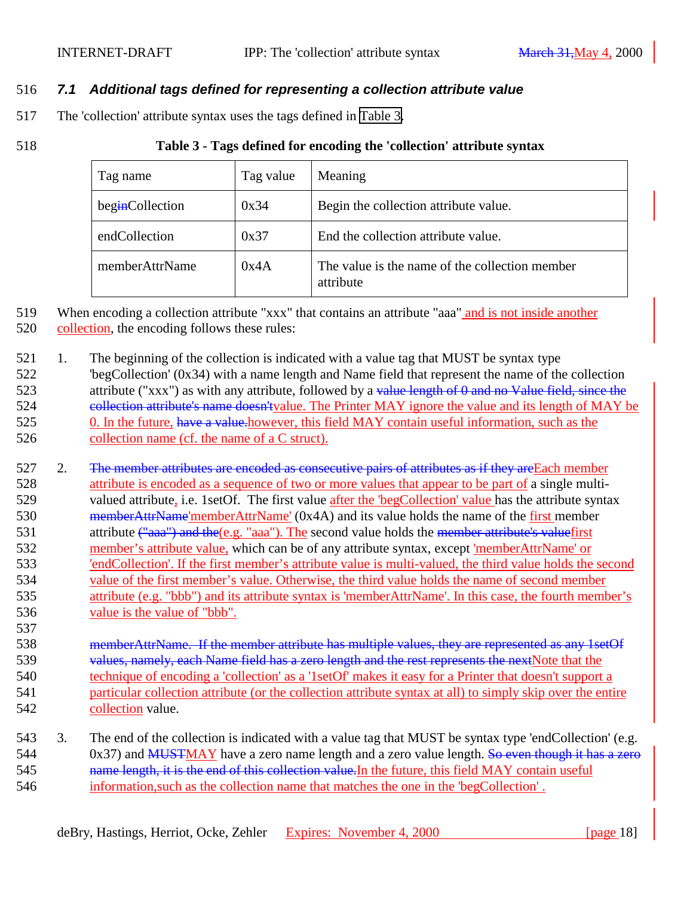### *7.1 Additional tags defined for representing a collection attribute value*

The 'collection' attribute syntax uses the tags defined in Table 3.

**Table 3 - Tags defined for encoding the 'collection' attribute syntax**

| Tag name | Tag value | Meaning |
|---|---|---|
| beg~~in~~Collection | 0x34 | Begin the collection attribute value. |
| endCollection | 0x37 | End the collection attribute value. |
| memberAttrName | 0x4A | The value is the name of the collection member attribute |

When encoding a collection attribute "xxx" that contains an attribute "aaa" and is not inside another collection, the encoding follows these rules:

1. The beginning of the collection is indicated with a value tag that MUST be syntax type 'begCollection' (0x34) with a name length and Name field that represent the name of the collection attribute ("xxx") as with any attribute, followed by a ~~value length of 0 and no Value field, since the collection attribute's name doesn't~~value. The Printer MAY ignore the value and its length of MAY be 0. In the future, ~~have a value.~~however, this field MAY contain useful information, such as the collection name (cf. the name of a C struct).

2. ~~The member attributes are encoded as consecutive pairs of attributes as if they are~~Each member attribute is encoded as a sequence of two or more values that appear to be part of a single multi-valued attribute, i.e. 1setOf. The first value after the 'begCollection' value has the attribute syntax ~~memberAttrName~~'memberAttrName' (0x4A) and its value holds the name of the first member attribute ~~("aaa") and the~~(e.g. "aaa"). The second value holds the ~~member attribute's value~~first member's attribute value, which can be of any attribute syntax, except 'memberAttrName' or 'endCollection'. If the first member's attribute value is multi-valued, the third value holds the second value of the first member's value. Otherwise, the third value holds the name of second member attribute (e.g. "bbb") and its attribute syntax is 'memberAttrName'. In this case, the fourth member's value is the value of "bbb".

   ~~memberAttrName. If the member attribute has multiple values, they are represented as any 1setOf values, namely, each Name field has a zero length and the rest represents the next~~Note that the technique of encoding a 'collection' as a '1setOf' makes it easy for a Printer that doesn't support a particular collection attribute (or the collection attribute syntax at all) to simply skip over the entire collection value.

3. The end of the collection is indicated with a value tag that MUST be syntax type 'endCollection' (e.g. 0x37) and ~~MUST~~MAY have a zero name length and a zero value length. ~~So even though it has a zero name length, it is the end of this collection value.~~In the future, this field MAY contain useful information,such as the collection name that matches the one in the 'begCollection' .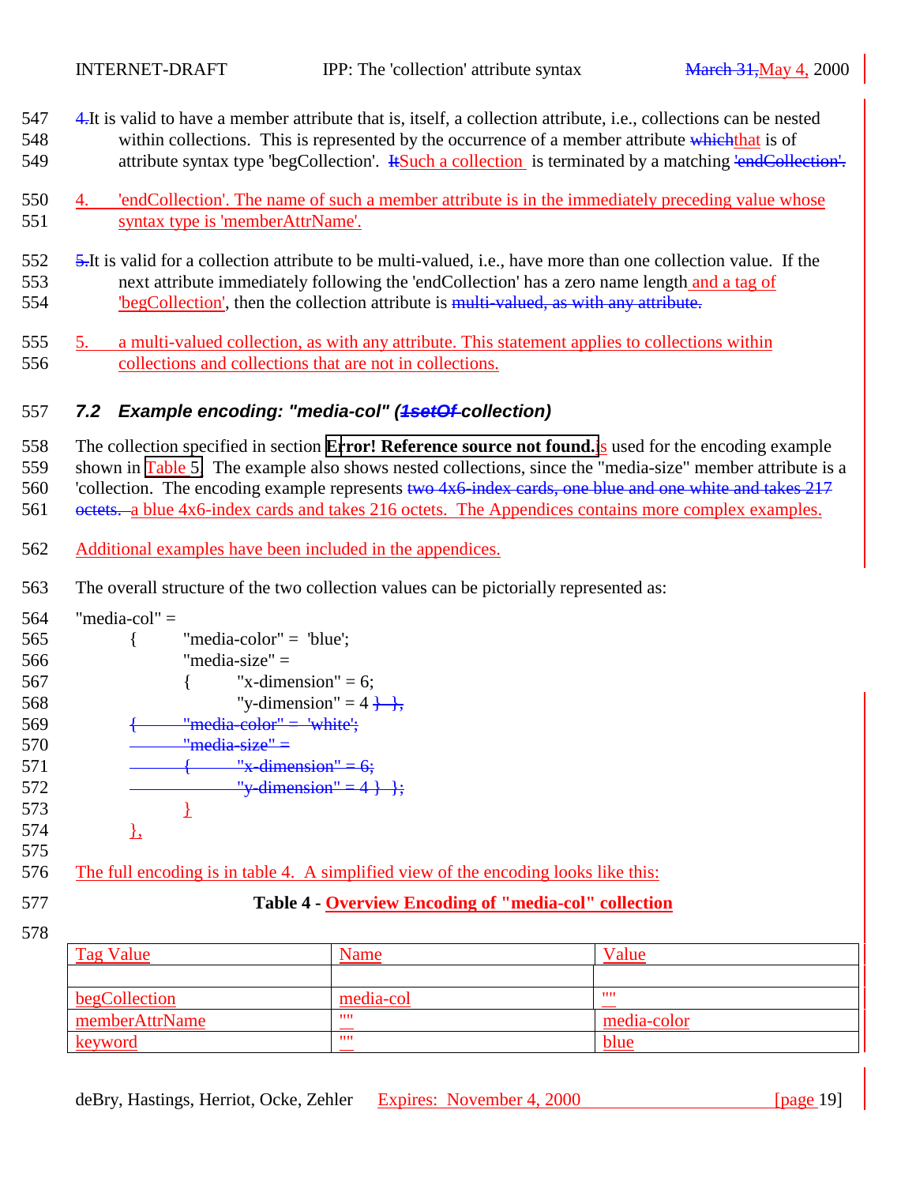547 4.It is valid to have a member attribute that is, itself, a collection attribute, i.e., collections can be nested
548 within collections. This is represented by the occurrence of a member attribute whichthat is of
549 attribute syntax type 'begCollection'. ItSuch a collection is terminated by a matching 'endCollection'.

550 4. 'endCollection'. The name of such a member attribute is in the immediately preceding value whose
551 syntax type is 'memberAttrName'.

552 5.It is valid for a collection attribute to be multi-valued, i.e., have more than one collection value. If the
553 next attribute immediately following the 'endCollection' has a zero name length and a tag of
554 'begCollection', then the collection attribute is multi-valued, as with any attribute.

555 5. a multi-valued collection, as with any attribute. This statement applies to collections within
556 collections and collections that are not in collections.

### 557 7.2 Example encoding: "media-col" (1setOf collection)

558 The collection specified in section **Error! Reference source not found.**is used for the encoding example
559 shown in Table 5. The example also shows nested collections, since the "media-size" member attribute is a
560 'collection. The encoding example represents two 4x6-index cards, one blue and one white and takes 217
561 octets. a blue 4x6-index cards and takes 216 octets. The Appendices contains more complex examples.

562 Additional examples have been included in the appendices.

563 The overall structure of the two collection values can be pictorially represented as:

```
564 "media-col" =
565     {    "media-color" = 'blue';
566          "media-size" =
567          {    "x-dimension" = 6;
568               "y-dimension" = 4 } },
569     {    "media-color" = 'white';
570          "media-size" =
571          {    "x-dimension" = 6;
572               "y-dimension" = 4 } };
573          }
574     },
575
```

576 The full encoding is in table 4. A simplified view of the encoding looks like this:

577 **Table 4 - Overview Encoding of "media-col" collection**

578

| Tag Value | Name | Value |
|---|---|---|
| | | |
| begCollection | media-col | "" |
| memberAttrName | "" | media-color |
| keyword | "" | blue |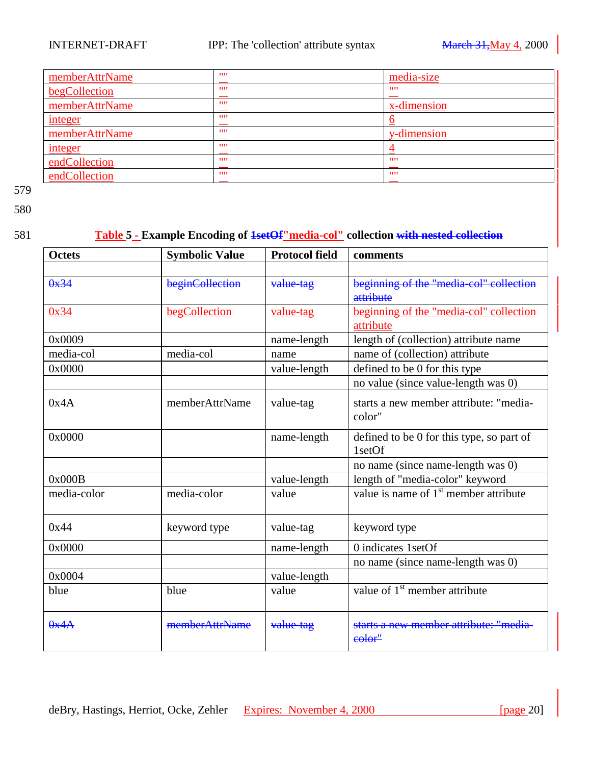| memberAttrName | "" | media-size |
|---|---|---|
| begCollection | "" | "" |
| memberAttrName | "" | x-dimension |
| integer | "" | 6 |
| memberAttrName | "" | y-dimension |
| integer | "" | 4 |
| endCollection | "" | "" |
| endCollection | "" | "" |

579

580

581 **Table 5 - Example Encoding of ~~1setOf~~"media-col" collection ~~with nested collection~~**

| Octets | Symbolic Value | Protocol field | comments |
|---|---|---|---|
| | | | |
| ~~0x34~~ | ~~beginCollection~~ | ~~value-tag~~ | ~~beginning of the "media-col" collection attribute~~ |
| 0x34 | begCollection | value-tag | beginning of the "media-col" collection attribute |
| 0x0009 | | name-length | length of (collection) attribute name |
| media-col | media-col | name | name of (collection) attribute |
| 0x0000 | | value-length | defined to be 0 for this type |
| | | | no value (since value-length was 0) |
| 0x4A | memberAttrName | value-tag | starts a new member attribute: "media-color" |
| 0x0000 | | name-length | defined to be 0 for this type, so part of 1setOf |
| | | | no name (since name-length was 0) |
| 0x000B | | value-length | length of "media-color" keyword |
| media-color | media-color | value | value is name of 1st member attribute |
| 0x44 | keyword type | value-tag | keyword type |
| 0x0000 | | name-length | 0 indicates 1setOf |
| | | | no name (since name-length was 0) |
| 0x0004 | | value-length | |
| blue | blue | value | value of 1st member attribute |
| ~~0x4A~~ | ~~memberAttrName~~ | ~~value-tag~~ | ~~starts a new member attribute: "media-color"~~ |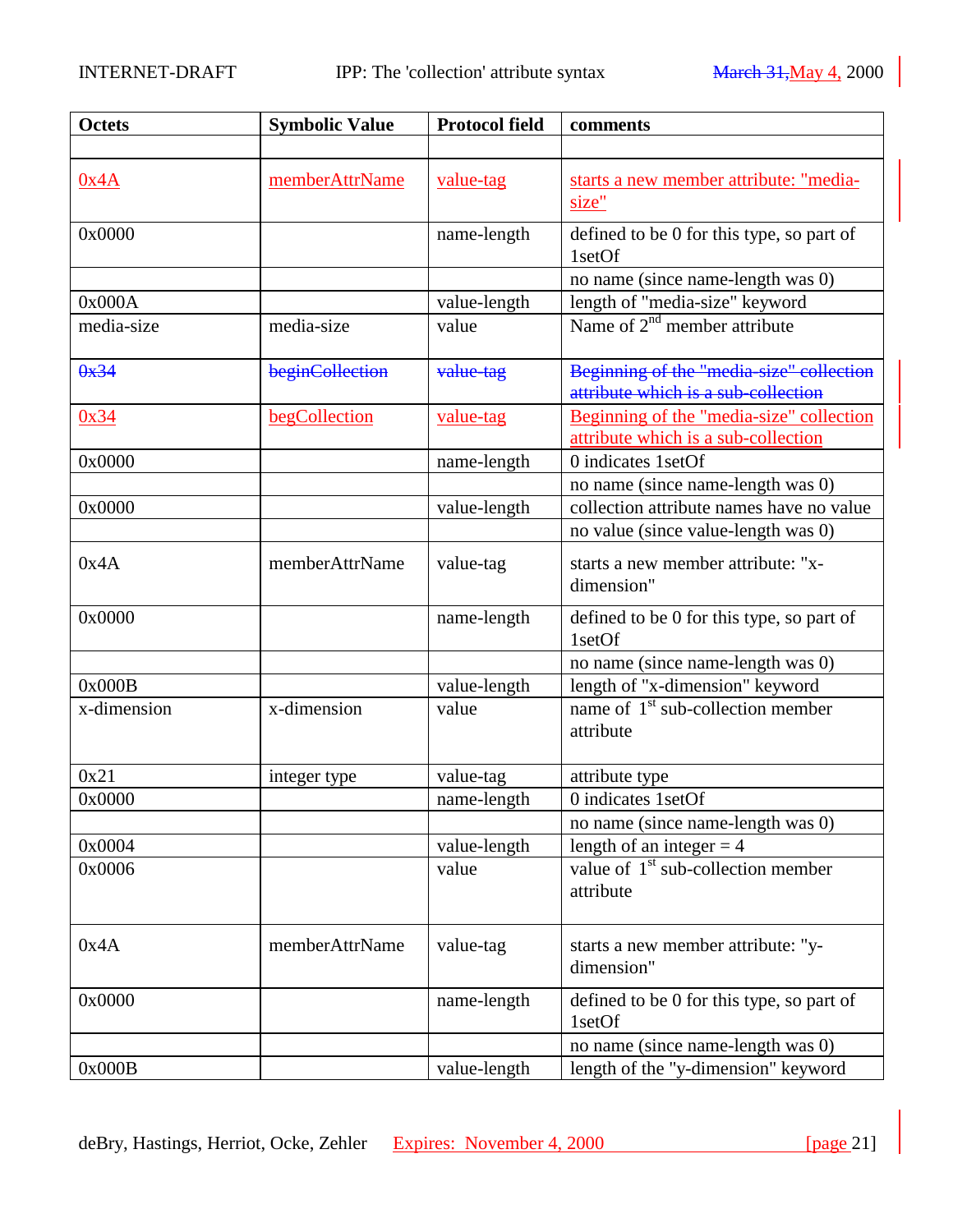| Octets | Symbolic Value | Protocol field | comments |
|---|---|---|---|
| | | | |
| 0x4A | memberAttrName | value-tag | starts a new member attribute: "media-size" |
| 0x0000 | | name-length | defined to be 0 for this type, so part of 1setOf |
| | | | no name (since name-length was 0) |
| 0x000A | | value-length | length of "media-size" keyword |
| media-size | media-size | value | Name of 2nd member attribute |
| ~~0x34~~ | ~~beginCollection~~ | ~~value-tag~~ | ~~Beginning of the "media-size" collection attribute which is a sub-collection~~ |
| 0x34 | begCollection | value-tag | Beginning of the "media-size" collection attribute which is a sub-collection |
| 0x0000 | | name-length | 0 indicates 1setOf |
| | | | no name (since name-length was 0) |
| 0x0000 | | value-length | collection attribute names have no value |
| | | | no value (since value-length was 0) |
| 0x4A | memberAttrName | value-tag | starts a new member attribute: "x-dimension" |
| 0x0000 | | name-length | defined to be 0 for this type, so part of 1setOf |
| | | | no name (since name-length was 0) |
| 0x000B | | value-length | length of "x-dimension" keyword |
| x-dimension | x-dimension | value | name of 1st sub-collection member attribute |
| 0x21 | integer type | value-tag | attribute type |
| 0x0000 | | name-length | 0 indicates 1setOf |
| | | | no name (since name-length was 0) |
| 0x0004 | | value-length | length of an integer = 4 |
| 0x0006 | | value | value of 1st sub-collection member attribute |
| 0x4A | memberAttrName | value-tag | starts a new member attribute: "y-dimension" |
| 0x0000 | | name-length | defined to be 0 for this type, so part of 1setOf |
| | | | no name (since name-length was 0) |
| 0x000B | | value-length | length of the "y-dimension" keyword |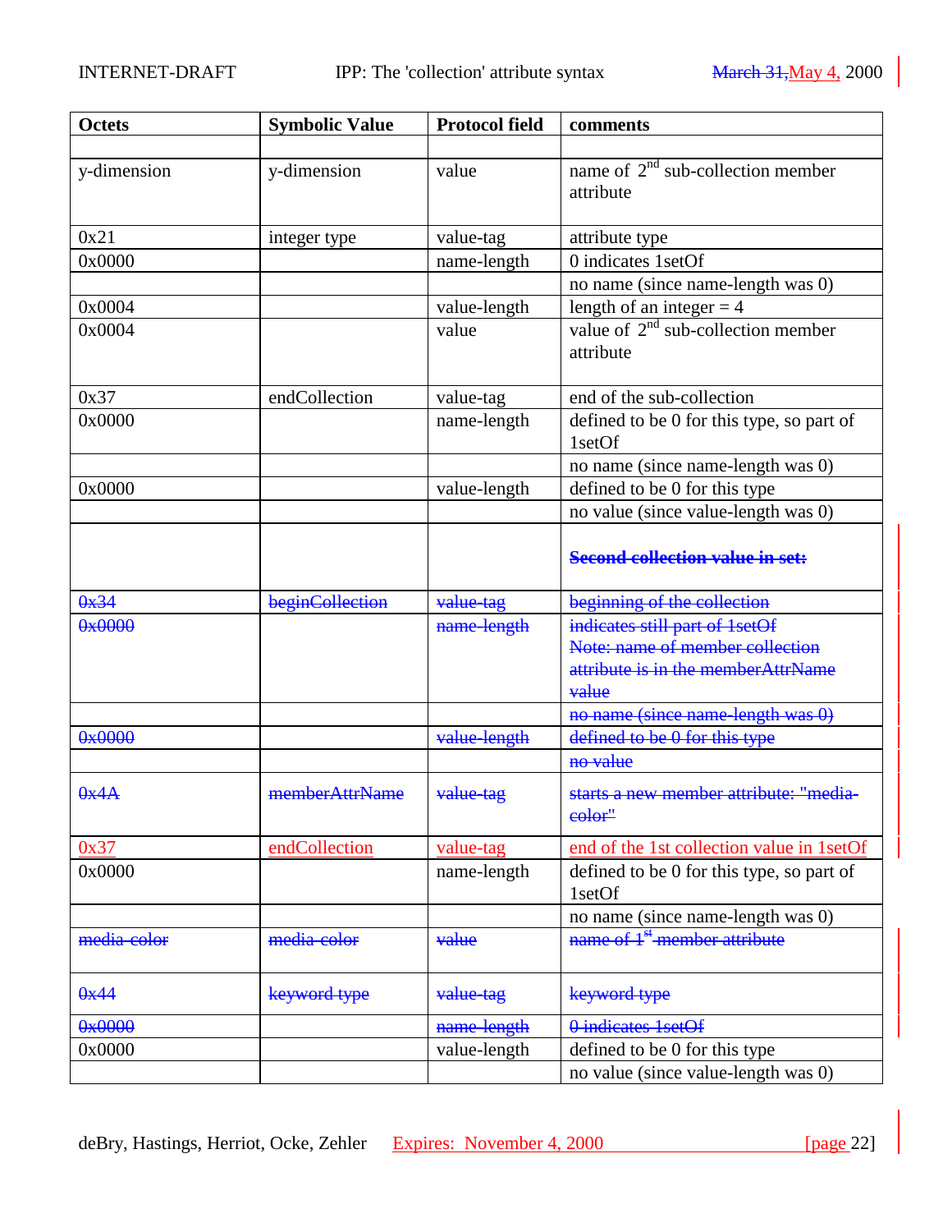| Octets | Symbolic Value | Protocol field | comments |
|---|---|---|---|
| | | | |
| y-dimension | y-dimension | value | name of 2nd sub-collection member attribute |
| 0x21 | integer type | value-tag | attribute type |
| 0x0000 | | name-length | 0 indicates 1setOf |
| | | | no name (since name-length was 0) |
| 0x0004 | | value-length | length of an integer = 4 |
| 0x0004 | | value | value of 2nd sub-collection member attribute |
| 0x37 | endCollection | value-tag | end of the sub-collection |
| 0x0000 | | name-length | defined to be 0 for this type, so part of 1setOf |
| | | | no name (since name-length was 0) |
| 0x0000 | | value-length | defined to be 0 for this type |
| | | | no value (since value-length was 0) |
| | | | ~~**Second collection value in set:**~~ |
| ~~0x34~~ | ~~beginCollection~~ | ~~value-tag~~ | ~~beginning of the collection~~ |
| ~~0x0000~~ | | ~~name-length~~ | ~~indicates still part of 1setOf Note: name of member collection attribute is in the memberAttrName value~~ |
| | | | ~~no name (since name-length was 0)~~ |
| ~~0x0000~~ | | ~~value-length~~ | ~~defined to be 0 for this type~~ |
| | | | ~~no value~~ |
| ~~0x4A~~ | ~~memberAttrName~~ | ~~value-tag~~ | ~~starts a new member attribute: "media-color"~~ |
| 0x37 | endCollection | value-tag | end of the 1st collection value in 1setOf |
| 0x0000 | | name-length | defined to be 0 for this type, so part of 1setOf |
| | | | no name (since name-length was 0) |
| ~~media-color~~ | ~~media-color~~ | ~~value~~ | ~~name of 1st member attribute~~ |
| ~~0x44~~ | ~~keyword type~~ | ~~value-tag~~ | ~~keyword type~~ |
| ~~0x0000~~ | | ~~name-length~~ | ~~0 indicates 1setOf~~ |
| 0x0000 | | value-length | defined to be 0 for this type |
| | | | no value (since value-length was 0) |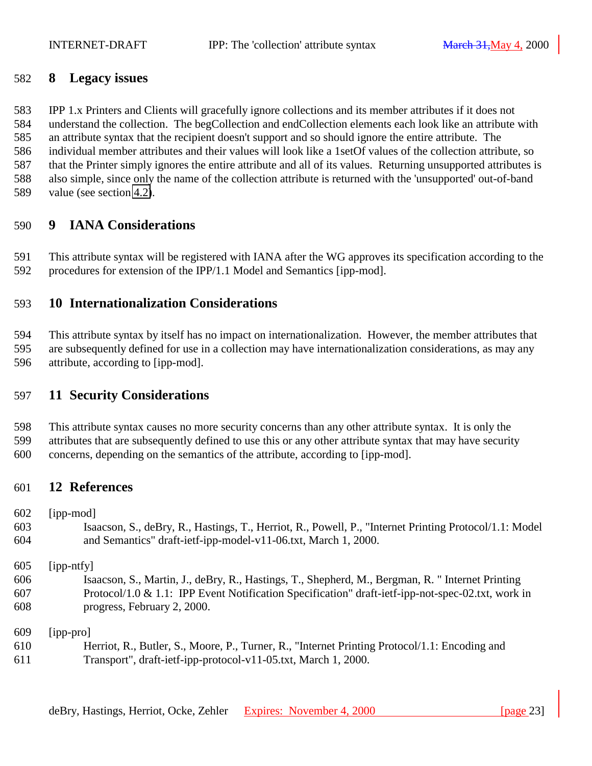# 8 Legacy issues

IPP 1.x Printers and Clients will gracefully ignore collections and its member attributes if it does not understand the collection. The begCollection and endCollection elements each look like an attribute with an attribute syntax that the recipient doesn't support and so should ignore the entire attribute. The individual member attributes and their values will look like a 1setOf values of the collection attribute, so that the Printer simply ignores the entire attribute and all of its values. Returning unsupported attributes is also simple, since only the name of the collection attribute is returned with the 'unsupported' out-of-band value (see section 4.2).

# 9 IANA Considerations

This attribute syntax will be registered with IANA after the WG approves its specification according to the procedures for extension of the IPP/1.1 Model and Semantics [ipp-mod].

# 10 Internationalization Considerations

This attribute syntax by itself has no impact on internationalization. However, the member attributes that are subsequently defined for use in a collection may have internationalization considerations, as may any attribute, according to [ipp-mod].

# 11 Security Considerations

This attribute syntax causes no more security concerns than any other attribute syntax. It is only the attributes that are subsequently defined to use this or any other attribute syntax that may have security concerns, depending on the semantics of the attribute, according to [ipp-mod].

# 12 References

[ipp-mod]
Isaacson, S., deBry, R., Hastings, T., Herriot, R., Powell, P., "Internet Printing Protocol/1.1: Model and Semantics" draft-ietf-ipp-model-v11-06.txt, March 1, 2000.

[ipp-ntfy]
Isaacson, S., Martin, J., deBry, R., Hastings, T., Shepherd, M., Bergman, R. " Internet Printing Protocol/1.0 & 1.1: IPP Event Notification Specification" draft-ietf-ipp-not-spec-02.txt, work in progress, February 2, 2000.

[ipp-pro]
Herriot, R., Butler, S., Moore, P., Turner, R., "Internet Printing Protocol/1.1: Encoding and Transport", draft-ietf-ipp-protocol-v11-05.txt, March 1, 2000.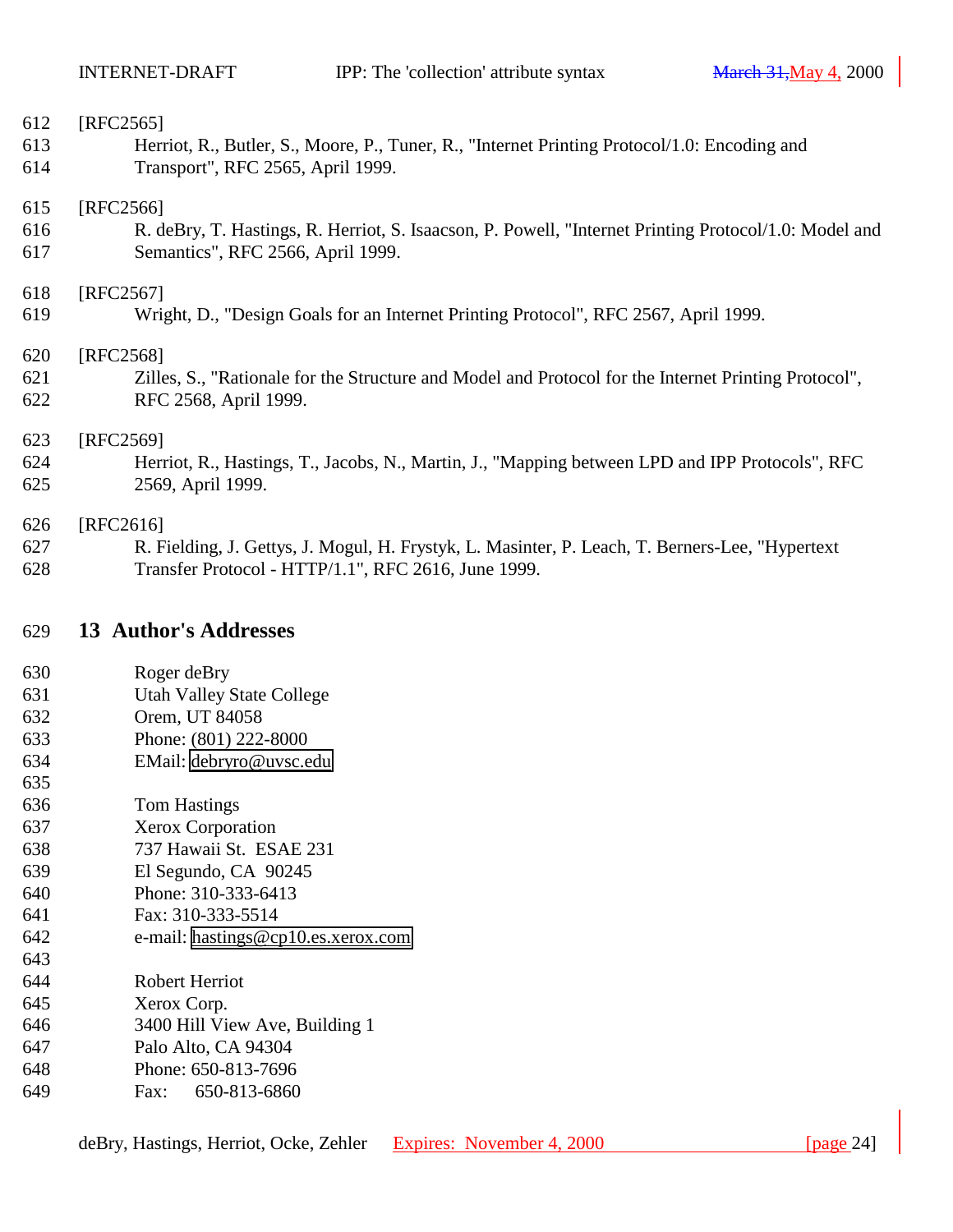[RFC2565]
Herriot, R., Butler, S., Moore, P., Tuner, R., "Internet Printing Protocol/1.0: Encoding and Transport", RFC 2565, April 1999.

[RFC2566]
R. deBry, T. Hastings, R. Herriot, S. Isaacson, P. Powell, "Internet Printing Protocol/1.0: Model and Semantics", RFC 2566, April 1999.

[RFC2567]
Wright, D., "Design Goals for an Internet Printing Protocol", RFC 2567, April 1999.

[RFC2568]
Zilles, S., "Rationale for the Structure and Model and Protocol for the Internet Printing Protocol", RFC 2568, April 1999.

[RFC2569]
Herriot, R., Hastings, T., Jacobs, N., Martin, J., "Mapping between LPD and IPP Protocols", RFC 2569, April 1999.

[RFC2616]
R. Fielding, J. Gettys, J. Mogul, H. Frystyk, L. Masinter, P. Leach, T. Berners-Lee, "Hypertext Transfer Protocol - HTTP/1.1", RFC 2616, June 1999.

## 13 Author's Addresses

Roger deBry
Utah Valley State College
Orem, UT 84058
Phone: (801) 222-8000
EMail: debryro@uvsc.edu

Tom Hastings
Xerox Corporation
737 Hawaii St. ESAE 231
El Segundo, CA 90245
Phone: 310-333-6413
Fax: 310-333-5514
e-mail: hastings@cp10.es.xerox.com

Robert Herriot
Xerox Corp.
3400 Hill View Ave, Building 1
Palo Alto, CA 94304
Phone: 650-813-7696
Fax: 650-813-6860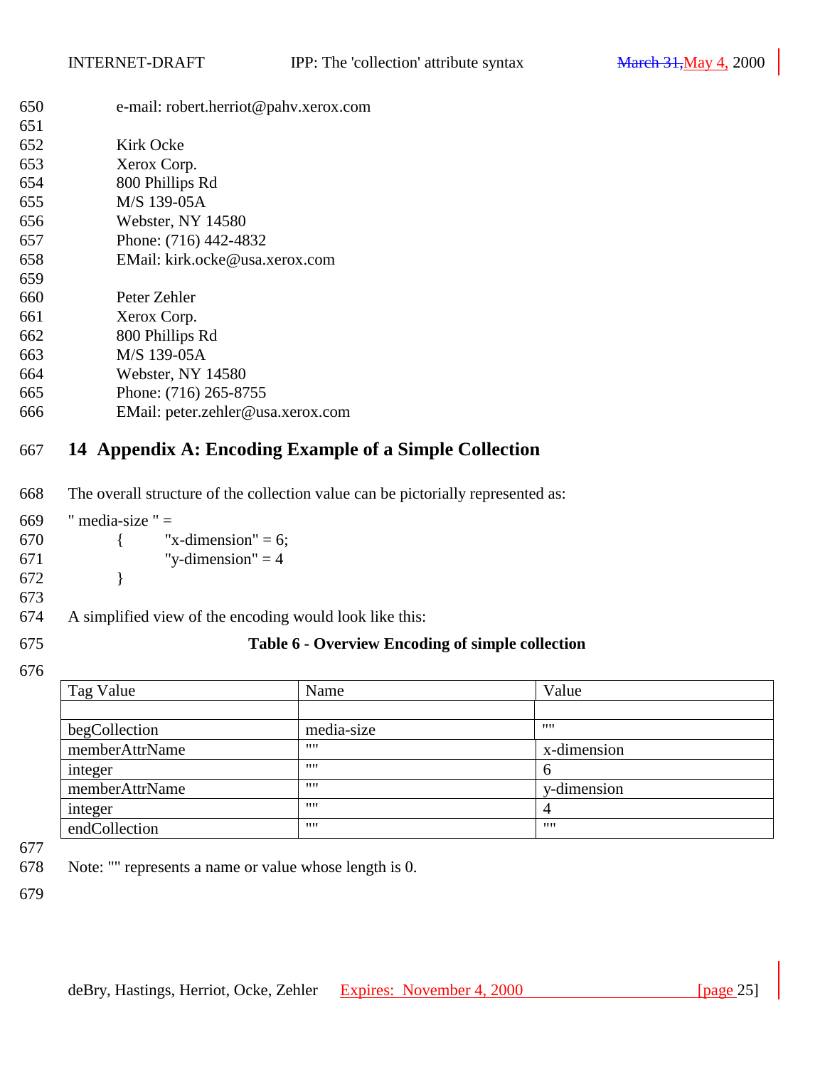e-mail: robert.herriot@pahv.xerox.com

Kirk Ocke
Xerox Corp.
800 Phillips Rd
M/S 139-05A
Webster, NY 14580
Phone: (716) 442-4832
EMail: kirk.ocke@usa.xerox.com

Peter Zehler
Xerox Corp.
800 Phillips Rd
M/S 139-05A
Webster, NY 14580
Phone: (716) 265-8755
EMail: peter.zehler@usa.xerox.com

# 14 Appendix A: Encoding Example of a Simple Collection

The overall structure of the collection value can be pictorially represented as:

```
" media-size " =
        {       "x-dimension" = 6;
                "y-dimension" = 4
        }
```

A simplified view of the encoding would look like this:

**Table 6 - Overview Encoding of simple collection**

| Tag Value | Name | Value |
|---|---|---|
| | | |
| begCollection | media-size | "" |
| memberAttrName | "" | x-dimension |
| integer | "" | 6 |
| memberAttrName | "" | y-dimension |
| integer | "" | 4 |
| endCollection | "" | "" |

Note: "" represents a name or value whose length is 0.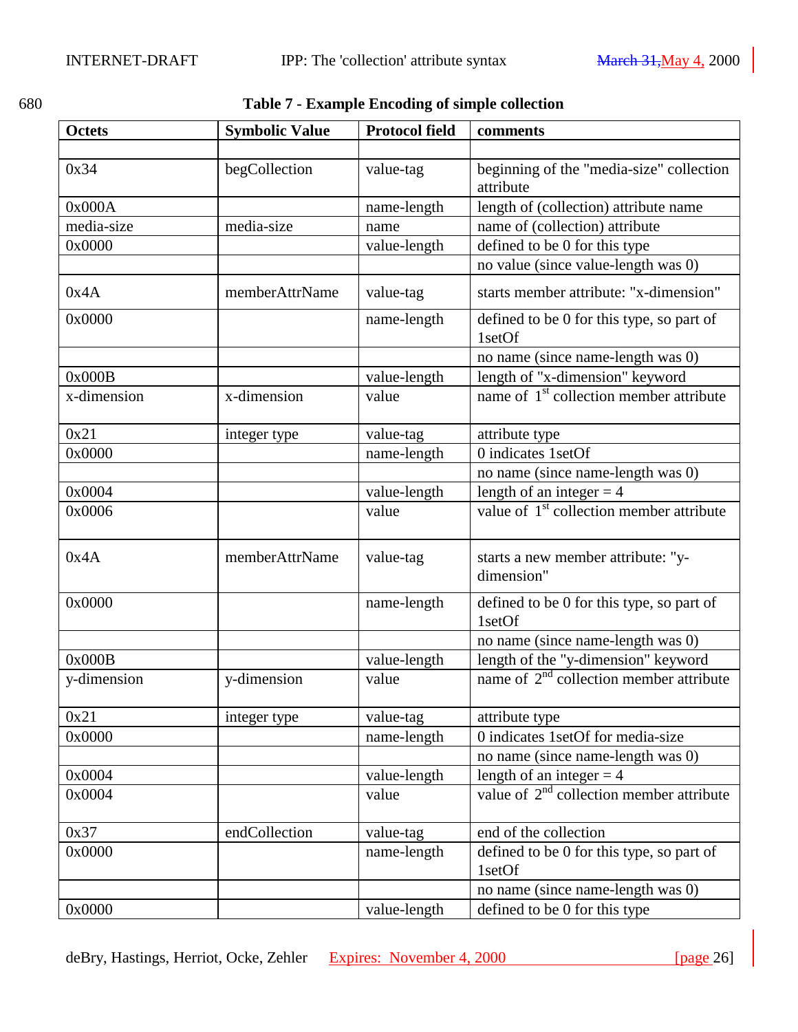**Table 7 - Example Encoding of simple collection**

| Octets | Symbolic Value | Protocol field | comments |
|---|---|---|---|
| | | | |
| 0x34 | begCollection | value-tag | beginning of the "media-size" collection attribute |
| 0x000A | | name-length | length of (collection) attribute name |
| media-size | media-size | name | name of (collection) attribute |
| 0x0000 | | value-length | defined to be 0 for this type |
| | | | no value (since value-length was 0) |
| 0x4A | memberAttrName | value-tag | starts member attribute: "x-dimension" |
| 0x0000 | | name-length | defined to be 0 for this type, so part of 1setOf |
| | | | no name (since name-length was 0) |
| 0x000B | | value-length | length of "x-dimension" keyword |
| x-dimension | x-dimension | value | name of 1st collection member attribute |
| 0x21 | integer type | value-tag | attribute type |
| 0x0000 | | name-length | 0 indicates 1setOf |
| | | | no name (since name-length was 0) |
| 0x0004 | | value-length | length of an integer = 4 |
| 0x0006 | | value | value of 1st collection member attribute |
| 0x4A | memberAttrName | value-tag | starts a new member attribute: "y-dimension" |
| 0x0000 | | name-length | defined to be 0 for this type, so part of 1setOf |
| | | | no name (since name-length was 0) |
| 0x000B | | value-length | length of the "y-dimension" keyword |
| y-dimension | y-dimension | value | name of 2nd collection member attribute |
| 0x21 | integer type | value-tag | attribute type |
| 0x0000 | | name-length | 0 indicates 1setOf for media-size |
| | | | no name (since name-length was 0) |
| 0x0004 | | value-length | length of an integer = 4 |
| 0x0004 | | value | value of 2nd collection member attribute |
| 0x37 | endCollection | value-tag | end of the collection |
| 0x0000 | | name-length | defined to be 0 for this type, so part of 1setOf |
| | | | no name (since name-length was 0) |
| 0x0000 | | value-length | defined to be 0 for this type |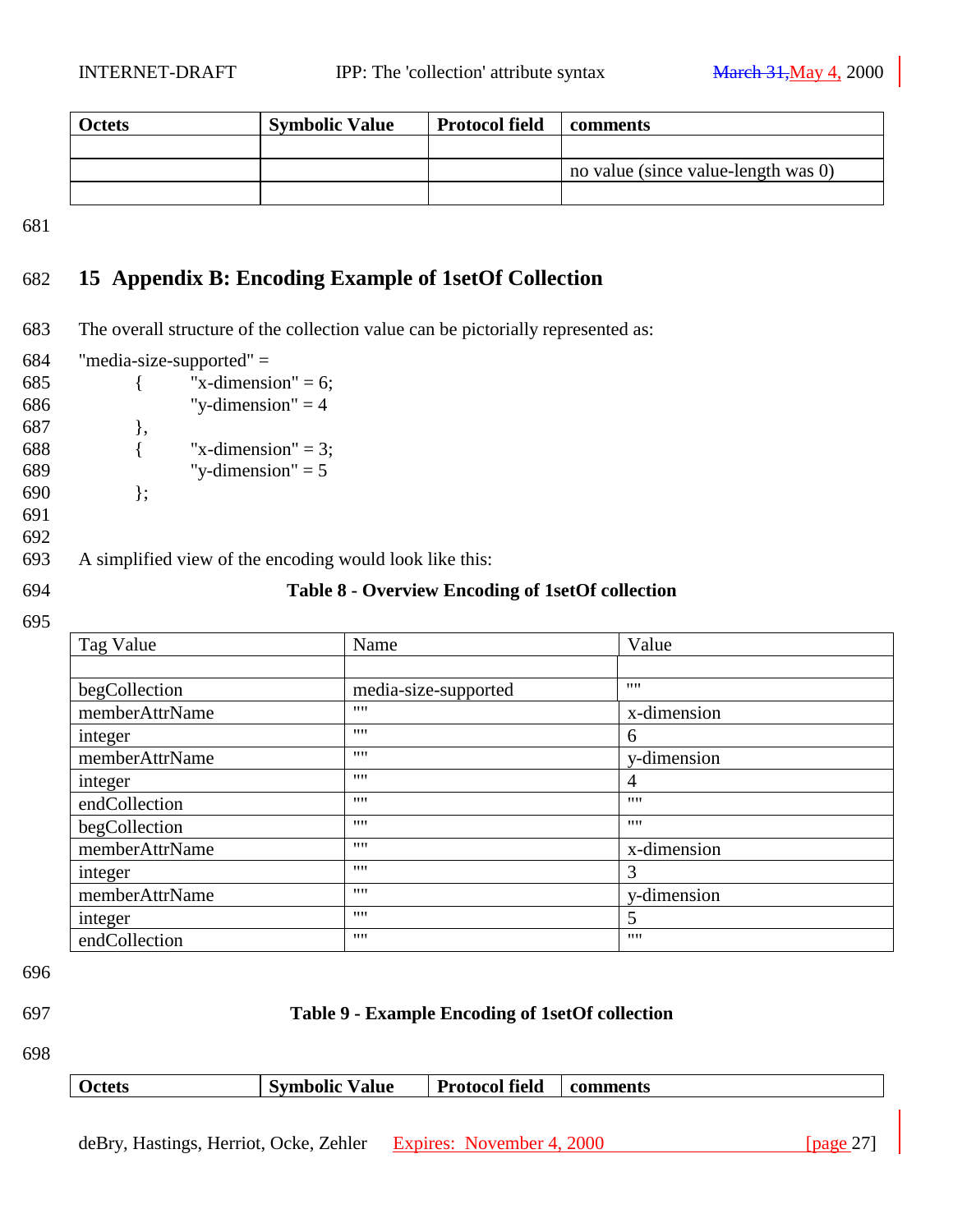| Octets | Symbolic Value | Protocol field | comments |
|---|---|---|---|
| | | | |
| | | | no value (since value-length was 0) |
| | | | |

# 15 Appendix B: Encoding Example of 1setOf Collection

The overall structure of the collection value can be pictorially represented as:

```
"media-size-supported" =
        {       "x-dimension" = 6;
                "y-dimension" = 4
        },
        {       "x-dimension" = 3;
                "y-dimension" = 5
        };
```

A simplified view of the encoding would look like this:

**Table 8 - Overview Encoding of 1setOf collection**

| Tag Value | Name | Value |
|---|---|---|
| | | |
| begCollection | media-size-supported | "" |
| memberAttrName | "" | x-dimension |
| integer | "" | 6 |
| memberAttrName | "" | y-dimension |
| integer | "" | 4 |
| endCollection | "" | "" |
| begCollection | "" | "" |
| memberAttrName | "" | x-dimension |
| integer | "" | 3 |
| memberAttrName | "" | y-dimension |
| integer | "" | 5 |
| endCollection | "" | "" |

**Table 9 - Example Encoding of 1setOf collection**

| Octets | Symbolic Value | Protocol field | comments |
|---|---|---|---|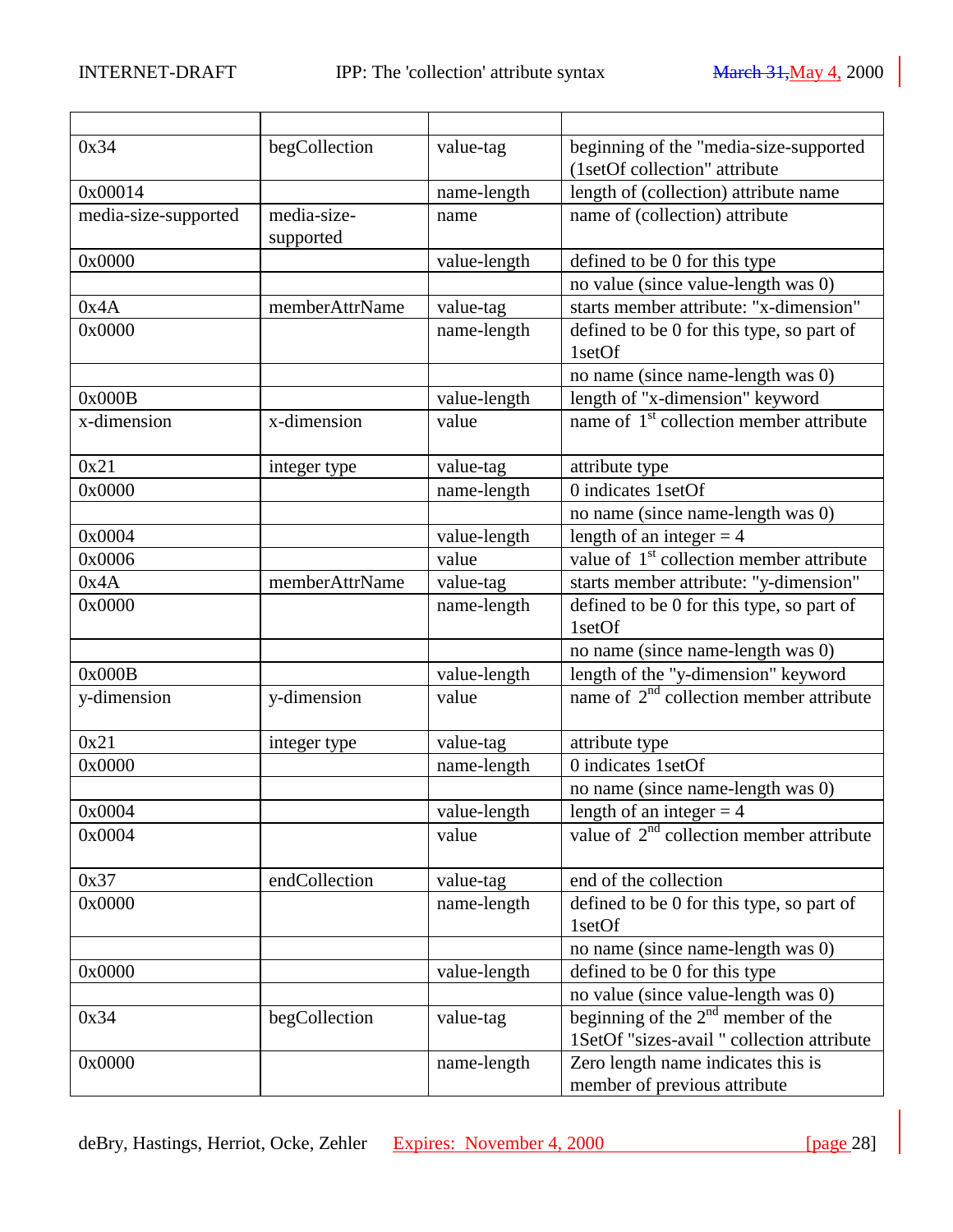| | | | |
|---|---|---|---|
| 0x34 | begCollection | value-tag | beginning of the "media-size-supported (1setOf collection" attribute |
| 0x00014 | | name-length | length of (collection) attribute name |
| media-size-supported | media-size-supported | name | name of (collection) attribute |
| 0x0000 | | value-length | defined to be 0 for this type |
| | | | no value (since value-length was 0) |
| 0x4A | memberAttrName | value-tag | starts member attribute: "x-dimension" |
| 0x0000 | | name-length | defined to be 0 for this type, so part of 1setOf |
| | | | no name (since name-length was 0) |
| 0x000B | | value-length | length of "x-dimension" keyword |
| x-dimension | x-dimension | value | name of 1st collection member attribute |
| 0x21 | integer type | value-tag | attribute type |
| 0x0000 | | name-length | 0 indicates 1setOf |
| | | | no name (since name-length was 0) |
| 0x0004 | | value-length | length of an integer = 4 |
| 0x0006 | | value | value of 1st collection member attribute |
| 0x4A | memberAttrName | value-tag | starts member attribute: "y-dimension" |
| 0x0000 | | name-length | defined to be 0 for this type, so part of 1setOf |
| | | | no name (since name-length was 0) |
| 0x000B | | value-length | length of the "y-dimension" keyword |
| y-dimension | y-dimension | value | name of 2nd collection member attribute |
| 0x21 | integer type | value-tag | attribute type |
| 0x0000 | | name-length | 0 indicates 1setOf |
| | | | no name (since name-length was 0) |
| 0x0004 | | value-length | length of an integer = 4 |
| 0x0004 | | value | value of 2nd collection member attribute |
| 0x37 | endCollection | value-tag | end of the collection |
| 0x0000 | | name-length | defined to be 0 for this type, so part of 1setOf |
| | | | no name (since name-length was 0) |
| 0x0000 | | value-length | defined to be 0 for this type |
| | | | no value (since value-length was 0) |
| 0x34 | begCollection | value-tag | beginning of the 2nd member of the 1SetOf "sizes-avail " collection attribute |
| 0x0000 | | name-length | Zero length name indicates this is member of previous attribute |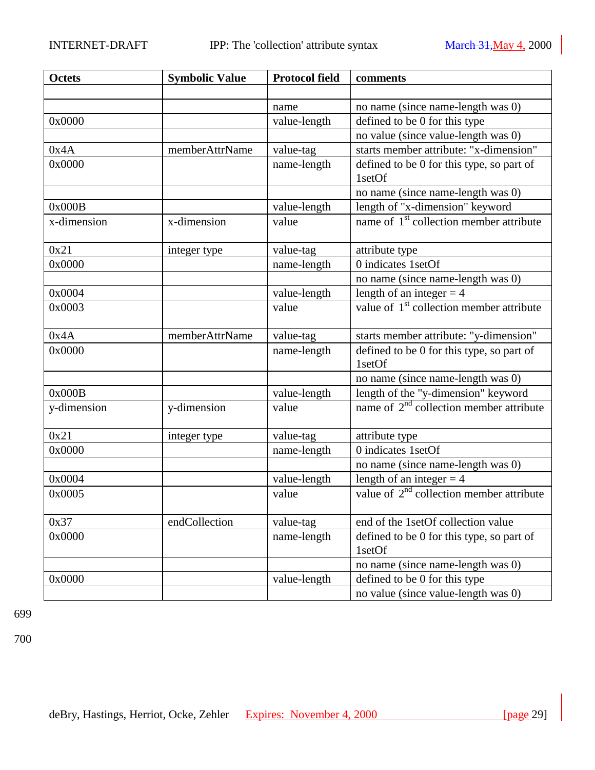| Octets | Symbolic Value | Protocol field | comments |
|---|---|---|---|
| | | | |
| | | name | no name (since name-length was 0) |
| 0x0000 | | value-length | defined to be 0 for this type |
| | | | no value (since value-length was 0) |
| 0x4A | memberAttrName | value-tag | starts member attribute: "x-dimension" |
| 0x0000 | | name-length | defined to be 0 for this type, so part of 1setOf |
| | | | no name (since name-length was 0) |
| 0x000B | | value-length | length of "x-dimension" keyword |
| x-dimension | x-dimension | value | name of 1[st] collection member attribute |
| 0x21 | integer type | value-tag | attribute type |
| 0x0000 | | name-length | 0 indicates 1setOf |
| | | | no name (since name-length was 0) |
| 0x0004 | | value-length | length of an integer = 4 |
| 0x0003 | | value | value of 1[st] collection member attribute |
| 0x4A | memberAttrName | value-tag | starts member attribute: "y-dimension" |
| 0x0000 | | name-length | defined to be 0 for this type, so part of 1setOf |
| | | | no name (since name-length was 0) |
| 0x000B | | value-length | length of the "y-dimension" keyword |
| y-dimension | y-dimension | value | name of 2[nd] collection member attribute |
| 0x21 | integer type | value-tag | attribute type |
| 0x0000 | | name-length | 0 indicates 1setOf |
| | | | no name (since name-length was 0) |
| 0x0004 | | value-length | length of an integer = 4 |
| 0x0005 | | value | value of 2[nd] collection member attribute |
| 0x37 | endCollection | value-tag | end of the 1setOf collection value |
| 0x0000 | | name-length | defined to be 0 for this type, so part of 1setOf |
| | | | no name (since name-length was 0) |
| 0x0000 | | value-length | defined to be 0 for this type |
| | | | no value (since value-length was 0) |

699

700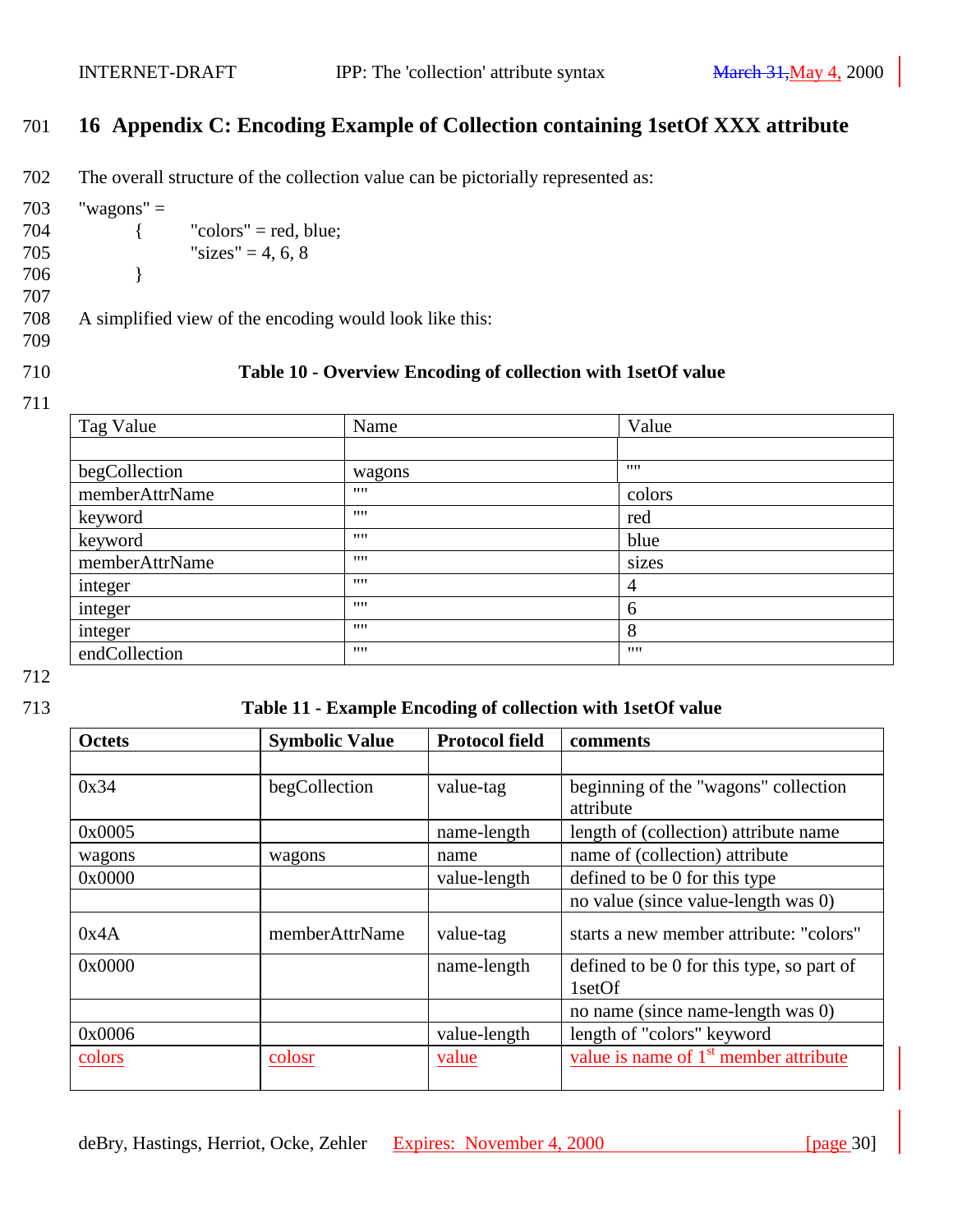# 16 Appendix C: Encoding Example of Collection containing 1setOf XXX attribute

The overall structure of the collection value can be pictorially represented as:

```
"wagons" =
    {       "colors" = red, blue;
            "sizes" = 4, 6, 8
    }
```

A simplified view of the encoding would look like this:

**Table 10 - Overview Encoding of collection with 1setOf value**

| Tag Value | Name | Value |
|---|---|---|
| | | |
| begCollection | wagons | "" |
| memberAttrName | "" | colors |
| keyword | "" | red |
| keyword | "" | blue |
| memberAttrName | "" | sizes |
| integer | "" | 4 |
| integer | "" | 6 |
| integer | "" | 8 |
| endCollection | "" | "" |

**Table 11 - Example Encoding of collection with 1setOf value**

| Octets | Symbolic Value | Protocol field | comments |
|---|---|---|---|
| | | | |
| 0x34 | begCollection | value-tag | beginning of the "wagons" collection attribute |
| 0x0005 | | name-length | length of (collection) attribute name |
| wagons | wagons | name | name of (collection) attribute |
| 0x0000 | | value-length | defined to be 0 for this type |
| | | | no value (since value-length was 0) |
| 0x4A | memberAttrName | value-tag | starts a new member attribute: "colors" |
| 0x0000 | | name-length | defined to be 0 for this type, so part of 1setOf |
| | | | no name (since name-length was 0) |
| 0x0006 | | value-length | length of "colors" keyword |
| colors | colosr | value | value is name of 1st member attribute |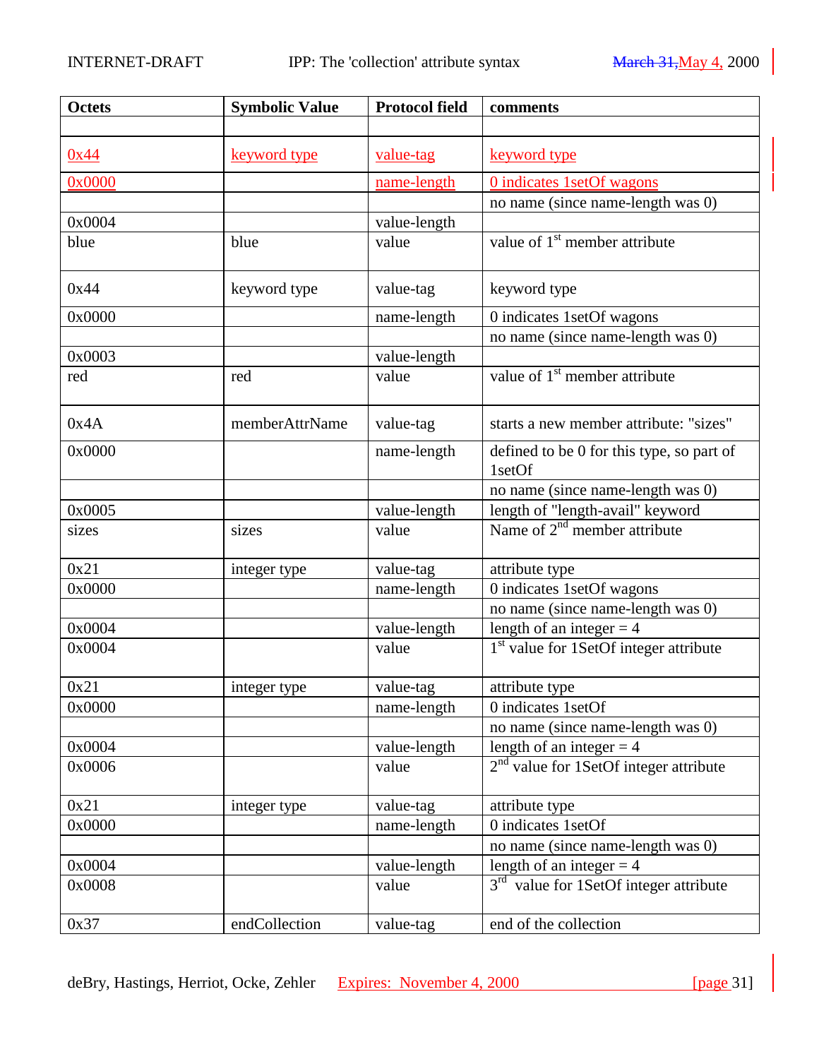| Octets | Symbolic Value | Protocol field | comments |
|---|---|---|---|
| | | | |
| 0x44 | keyword type | value-tag | keyword type |
| 0x0000 | | name-length | 0 indicates 1setOf wagons |
| | | | no name (since name-length was 0) |
| 0x0004 | | value-length | |
| blue | blue | value | value of 1st member attribute |
| 0x44 | keyword type | value-tag | keyword type |
| 0x0000 | | name-length | 0 indicates 1setOf wagons |
| | | | no name (since name-length was 0) |
| 0x0003 | | value-length | |
| red | red | value | value of 1st member attribute |
| 0x4A | memberAttrName | value-tag | starts a new member attribute: "sizes" |
| 0x0000 | | name-length | defined to be 0 for this type, so part of 1setOf |
| | | | no name (since name-length was 0) |
| 0x0005 | | value-length | length of "length-avail" keyword |
| sizes | sizes | value | Name of 2nd member attribute |
| 0x21 | integer type | value-tag | attribute type |
| 0x0000 | | name-length | 0 indicates 1setOf wagons |
| | | | no name (since name-length was 0) |
| 0x0004 | | value-length | length of an integer = 4 |
| 0x0004 | | value | 1st value for 1SetOf integer attribute |
| 0x21 | integer type | value-tag | attribute type |
| 0x0000 | | name-length | 0 indicates 1setOf |
| | | | no name (since name-length was 0) |
| 0x0004 | | value-length | length of an integer = 4 |
| 0x0006 | | value | 2nd value for 1SetOf integer attribute |
| 0x21 | integer type | value-tag | attribute type |
| 0x0000 | | name-length | 0 indicates 1setOf |
| | | | no name (since name-length was 0) |
| 0x0004 | | value-length | length of an integer = 4 |
| 0x0008 | | value | 3rd value for 1SetOf integer attribute |
| 0x37 | endCollection | value-tag | end of the collection |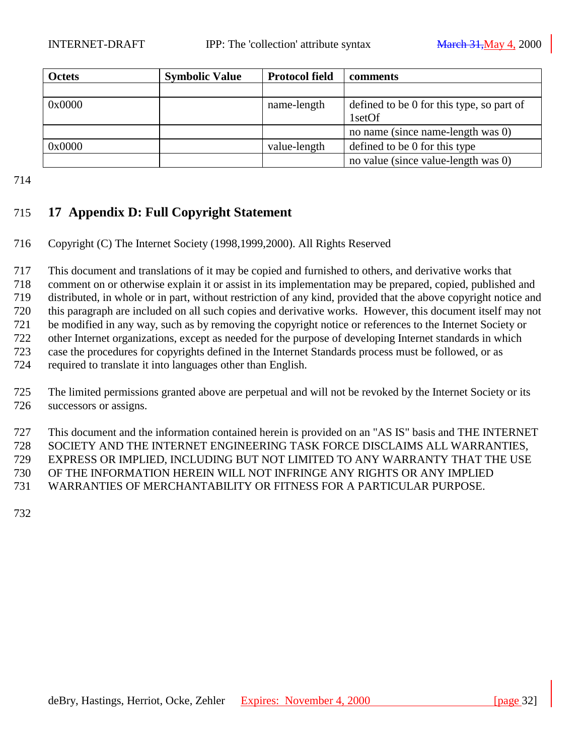| Octets | Symbolic Value | Protocol field | comments |
|---|---|---|---|
| | | | |
| 0x0000 | | name-length | defined to be 0 for this type, so part of 1setOf |
| | | | no name (since name-length was 0) |
| 0x0000 | | value-length | defined to be 0 for this type |
| | | | no value (since value-length was 0) |

# 17 Appendix D: Full Copyright Statement

Copyright (C) The Internet Society (1998,1999,2000). All Rights Reserved

This document and translations of it may be copied and furnished to others, and derivative works that comment on or otherwise explain it or assist in its implementation may be prepared, copied, published and distributed, in whole or in part, without restriction of any kind, provided that the above copyright notice and this paragraph are included on all such copies and derivative works. However, this document itself may not be modified in any way, such as by removing the copyright notice or references to the Internet Society or other Internet organizations, except as needed for the purpose of developing Internet standards in which case the procedures for copyrights defined in the Internet Standards process must be followed, or as required to translate it into languages other than English.

The limited permissions granted above are perpetual and will not be revoked by the Internet Society or its successors or assigns.

This document and the information contained herein is provided on an "AS IS" basis and THE INTERNET SOCIETY AND THE INTERNET ENGINEERING TASK FORCE DISCLAIMS ALL WARRANTIES, EXPRESS OR IMPLIED, INCLUDING BUT NOT LIMITED TO ANY WARRANTY THAT THE USE OF THE INFORMATION HEREIN WILL NOT INFRINGE ANY RIGHTS OR ANY IMPLIED WARRANTIES OF MERCHANTABILITY OR FITNESS FOR A PARTICULAR PURPOSE.